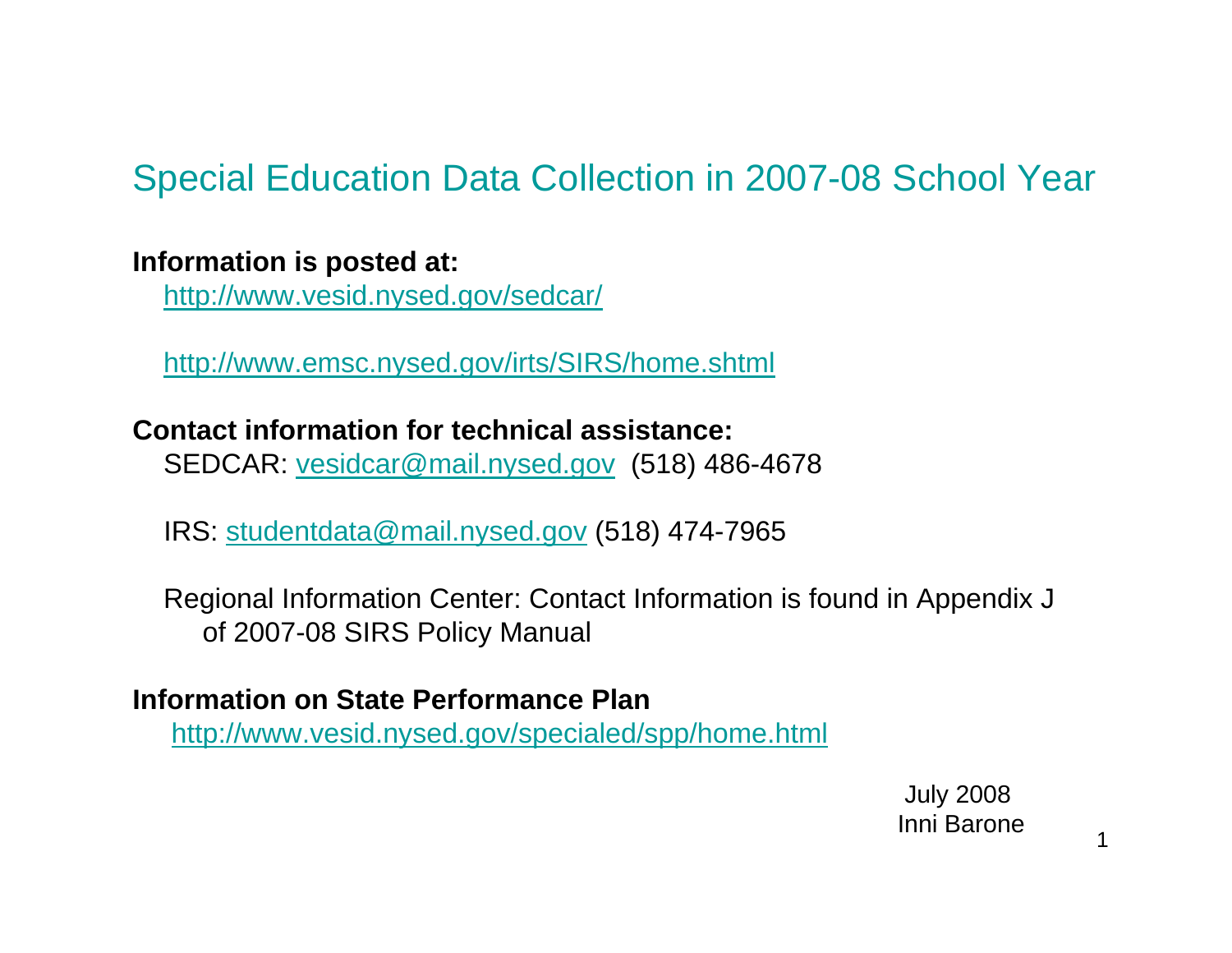# Special Education Data Collection in 2007-08 School Year

**Information is posted at:**

http://www.vesid.nysed.gov/sedcar/

http://www.emsc.nysed.gov/irts/SIRS/home.shtml

**Contact information for technical assistance:**

SEDCAR: vesidcar@mail.nysed.gov (518) 486-4678

IRS: studentdata@mail.nysed.gov (518) 474-7965

Regional Information Center: Contact Information is found in Appendix J of 2007-08 SIRS Policy Manual

**Information on State Performance Plan**

http://www.vesid.nysed.gov/specialed/spp/home.html

July 2008
Inni Barone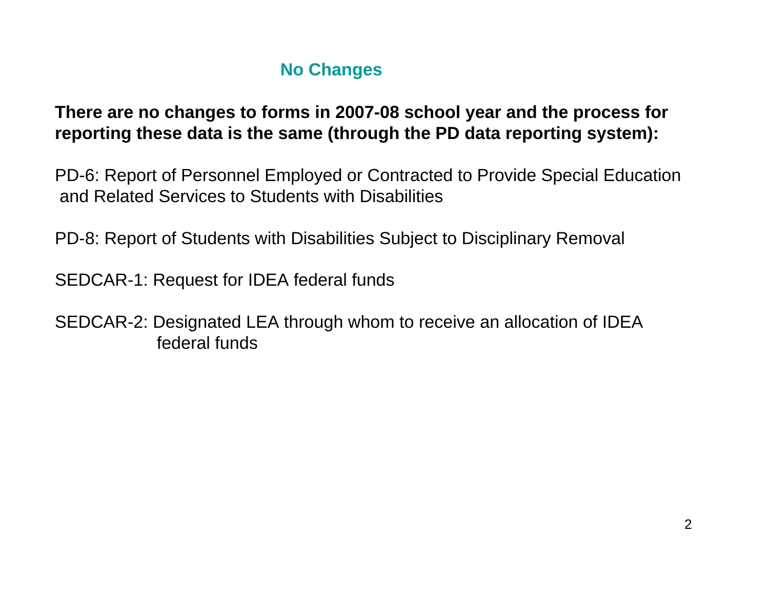## No Changes

**There are no changes to forms in 2007-08 school year and the process for reporting these data is the same (through the PD data reporting system):**

PD-6: Report of Personnel Employed or Contracted to Provide Special Education and Related Services to Students with Disabilities

PD-8: Report of Students with Disabilities Subject to Disciplinary Removal

SEDCAR-1: Request for IDEA federal funds

SEDCAR-2: Designated LEA through whom to receive an allocation of IDEA federal funds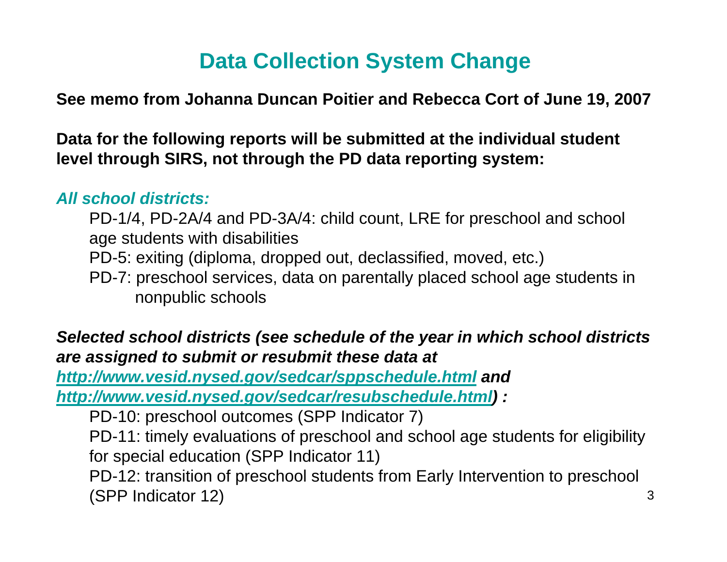# Data Collection System Change

**See memo from Johanna Duncan Poitier and Rebecca Cort of June 19, 2007**

**Data for the following reports will be submitted at the individual student level through SIRS, not through the PD data reporting system:**

***All school districts:***

- PD-1/4, PD-2A/4 and PD-3A/4: child count, LRE for preschool and school age students with disabilities
- PD-5: exiting (diploma, dropped out, declassified, moved, etc.)
- PD-7: preschool services, data on parentally placed school age students in nonpublic schools

***Selected school districts (see schedule of the year in which school districts are assigned to submit or resubmit these data at [http://www.vesid.nysed.gov/sedcar/sppschedule.html](http://www.vesid.nysed.gov/sedcar/sppschedule.html) and [http://www.vesid.nysed.gov/sedcar/resubschedule.html](http://www.vesid.nysed.gov/sedcar/resubschedule.html)) :***

- PD-10: preschool outcomes (SPP Indicator 7)
- PD-11: timely evaluations of preschool and school age students for eligibility for special education (SPP Indicator 11)
- PD-12: transition of preschool students from Early Intervention to preschool (SPP Indicator 12)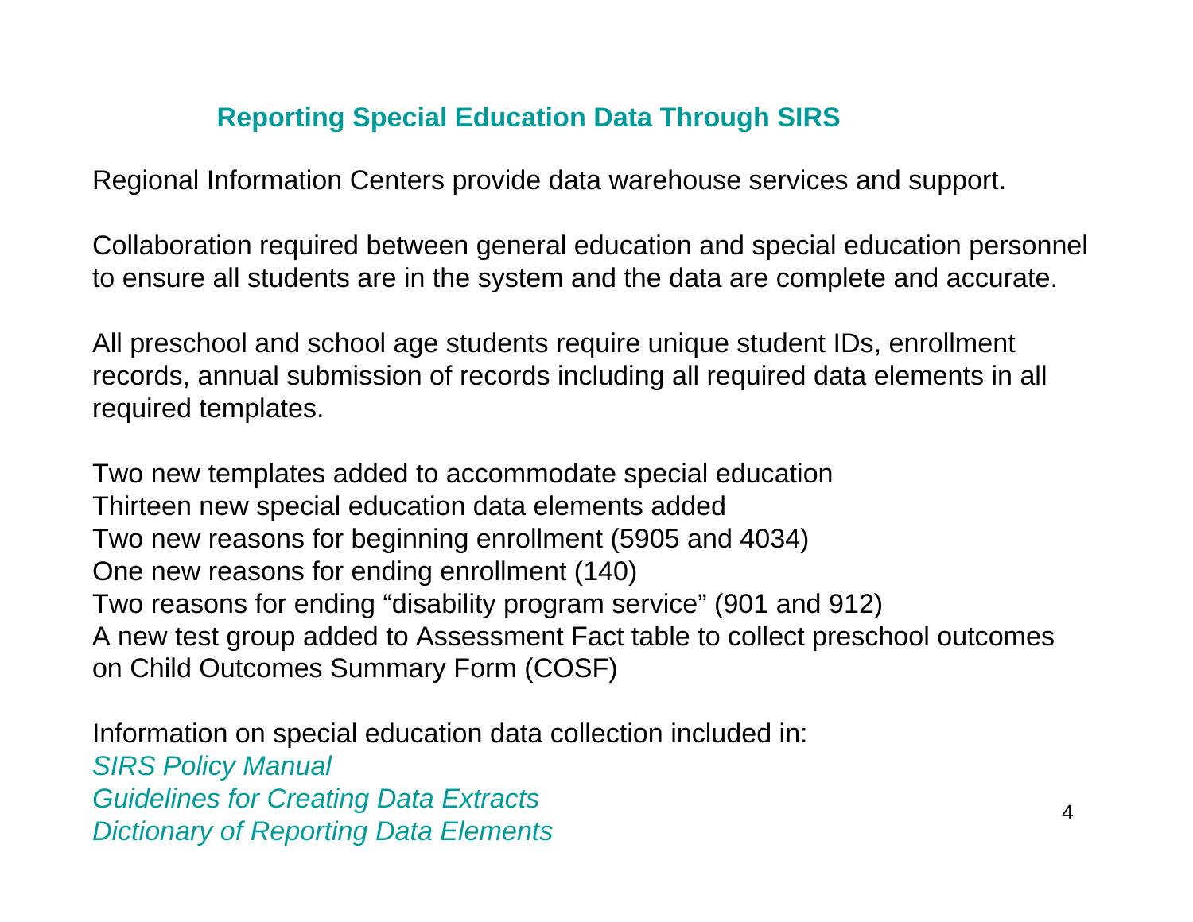## Reporting Special Education Data Through SIRS

Regional Information Centers provide data warehouse services and support.

Collaboration required between general education and special education personnel to ensure all students are in the system and the data are complete and accurate.

All preschool and school age students require unique student IDs, enrollment records, annual submission of records including all required data elements in all required templates.

Two new templates added to accommodate special education
Thirteen new special education data elements added
Two new reasons for beginning enrollment (5905 and 4034)
One new reasons for ending enrollment (140)
Two reasons for ending "disability program service" (901 and 912)
A new test group added to Assessment Fact table to collect preschool outcomes on Child Outcomes Summary Form (COSF)

Information on special education data collection included in:
*SIRS Policy Manual*
*Guidelines for Creating Data Extracts*
*Dictionary of Reporting Data Elements*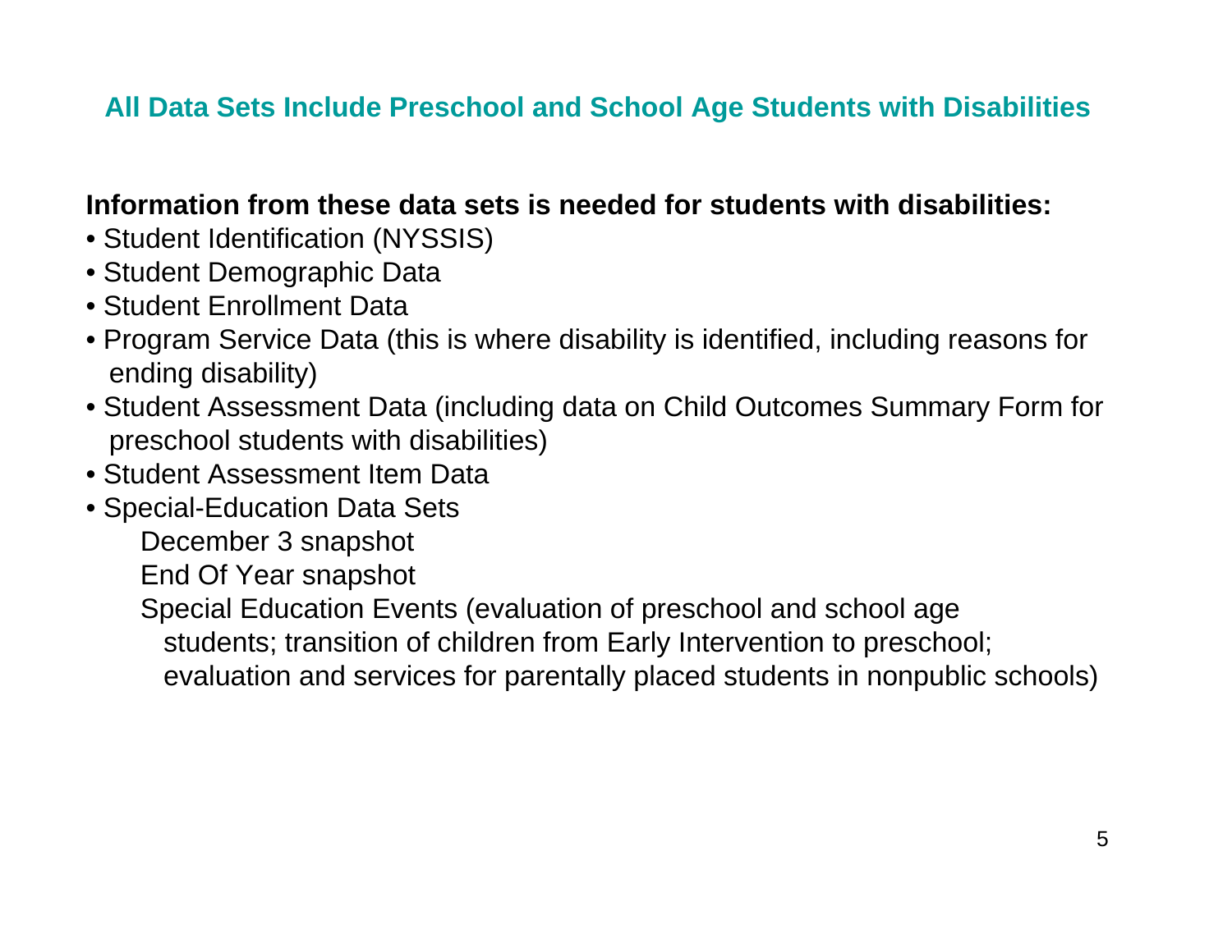## All Data Sets Include Preschool and School Age Students with Disabilities

**Information from these data sets is needed for students with disabilities:**

- Student Identification (NYSSIS)
- Student Demographic Data
- Student Enrollment Data
- Program Service Data (this is where disability is identified, including reasons for ending disability)
- Student Assessment Data (including data on Child Outcomes Summary Form for preschool students with disabilities)
- Student Assessment Item Data
- Special-Education Data Sets
  - December 3 snapshot
  - End Of Year snapshot
  - Special Education Events (evaluation of preschool and school age students; transition of children from Early Intervention to preschool; evaluation and services for parentally placed students in nonpublic schools)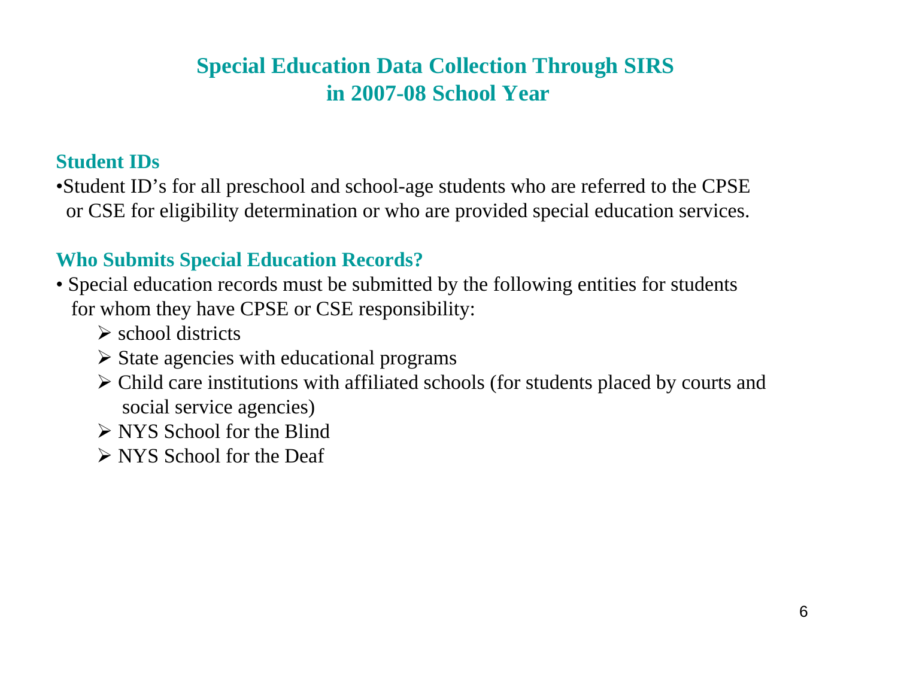# Special Education Data Collection Through SIRS in 2007-08 School Year

## Student IDs

- Student ID's for all preschool and school-age students who are referred to the CPSE or CSE for eligibility determination or who are provided special education services.

## Who Submits Special Education Records?

- Special education records must be submitted by the following entities for students for whom they have CPSE or CSE responsibility:
  - school districts
  - State agencies with educational programs
  - Child care institutions with affiliated schools (for students placed by courts and social service agencies)
  - NYS School for the Blind
  - NYS School for the Deaf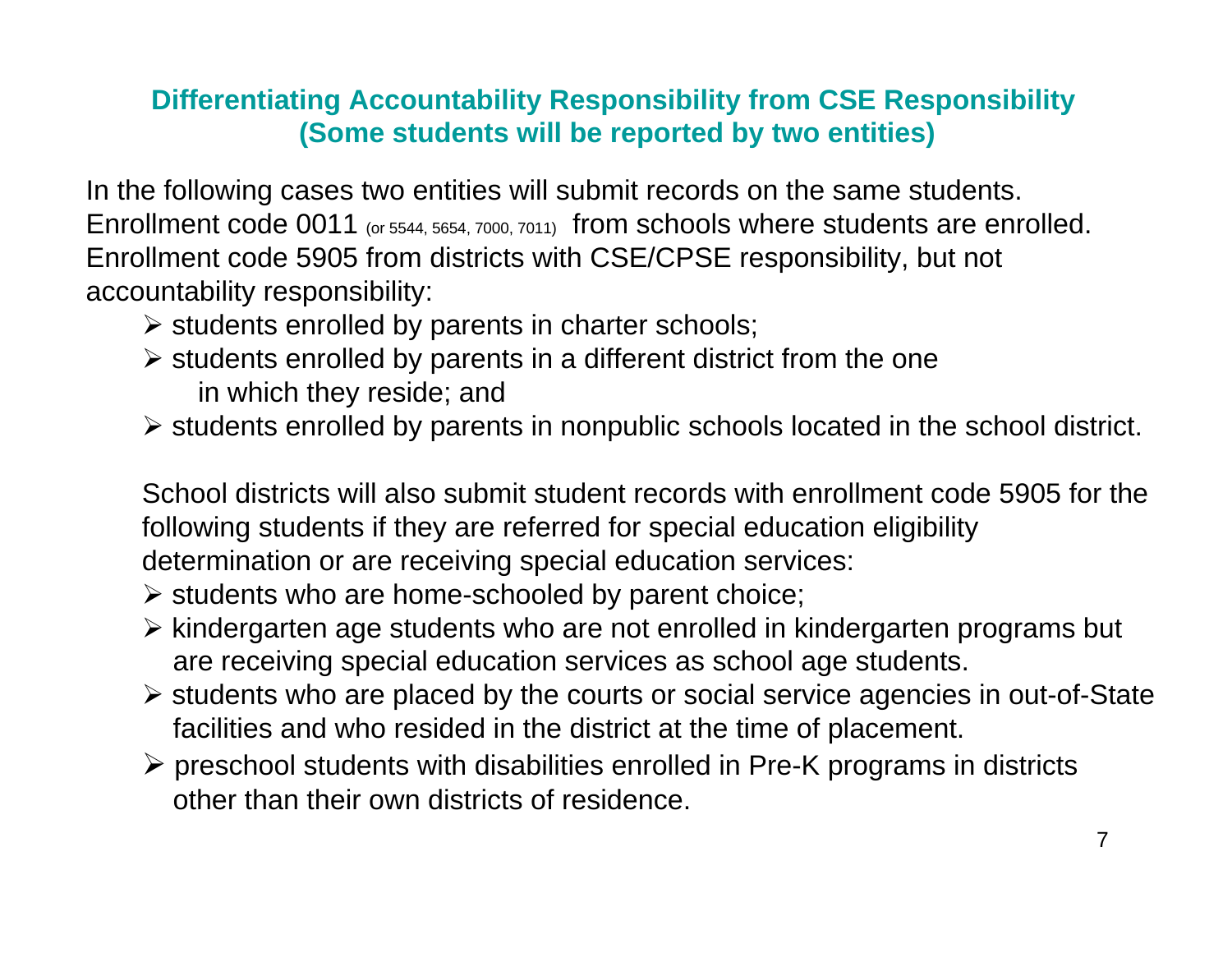## Differentiating Accountability Responsibility from CSE Responsibility (Some students will be reported by two entities)

In the following cases two entities will submit records on the same students. Enrollment code 0011 (or 5544, 5654, 7000, 7011) from schools where students are enrolled. Enrollment code 5905 from districts with CSE/CPSE responsibility, but not accountability responsibility:

- students enrolled by parents in charter schools;
- students enrolled by parents in a different district from the one in which they reside; and
- students enrolled by parents in nonpublic schools located in the school district.

School districts will also submit student records with enrollment code 5905 for the following students if they are referred for special education eligibility determination or are receiving special education services:

- students who are home-schooled by parent choice;
- kindergarten age students who are not enrolled in kindergarten programs but are receiving special education services as school age students.
- students who are placed by the courts or social service agencies in out-of-State facilities and who resided in the district at the time of placement.
- preschool students with disabilities enrolled in Pre-K programs in districts other than their own districts of residence.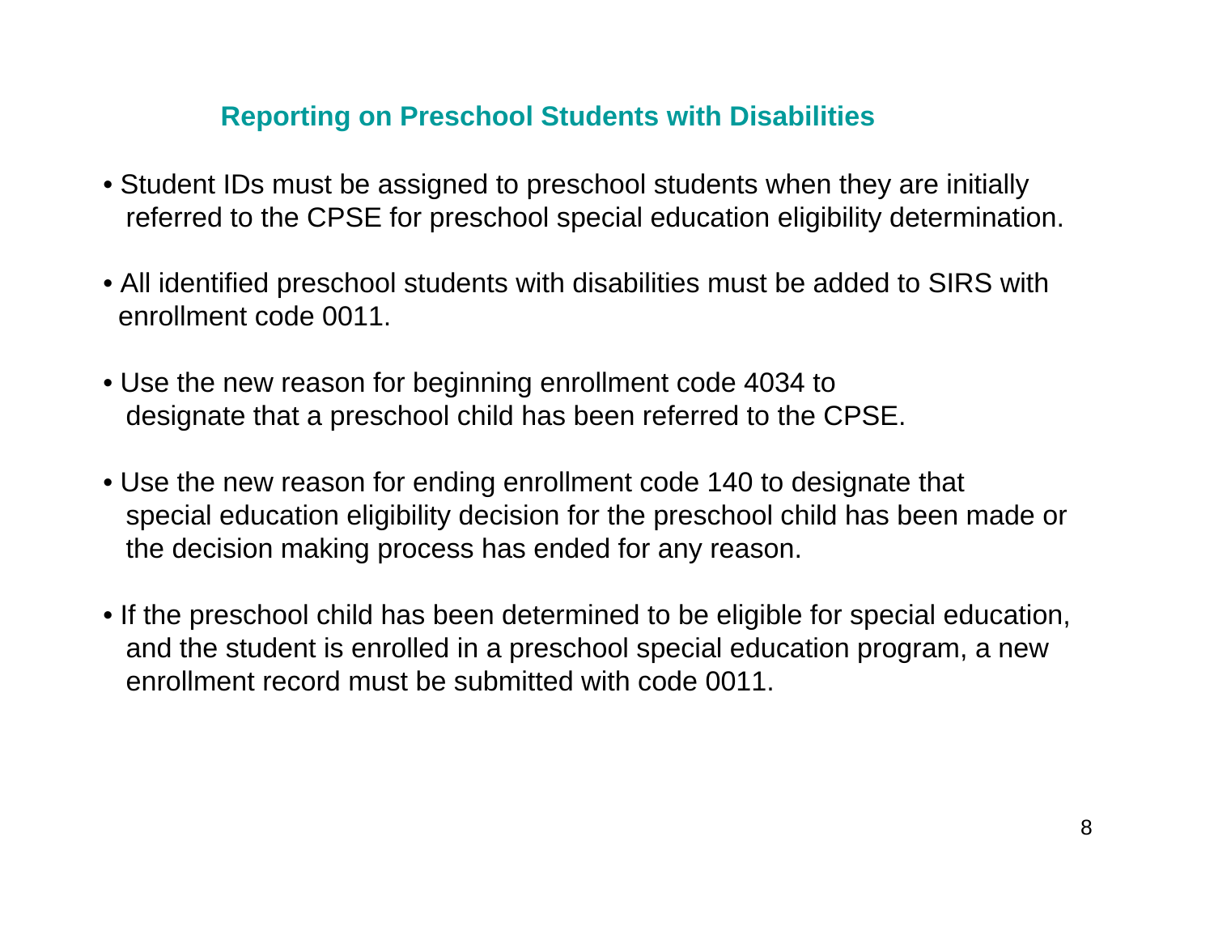## Reporting on Preschool Students with Disabilities

- Student IDs must be assigned to preschool students when they are initially referred to the CPSE for preschool special education eligibility determination.
- All identified preschool students with disabilities must be added to SIRS with enrollment code 0011.
- Use the new reason for beginning enrollment code 4034 to designate that a preschool child has been referred to the CPSE.
- Use the new reason for ending enrollment code 140 to designate that special education eligibility decision for the preschool child has been made or the decision making process has ended for any reason.
- If the preschool child has been determined to be eligible for special education, and the student is enrolled in a preschool special education program, a new enrollment record must be submitted with code 0011.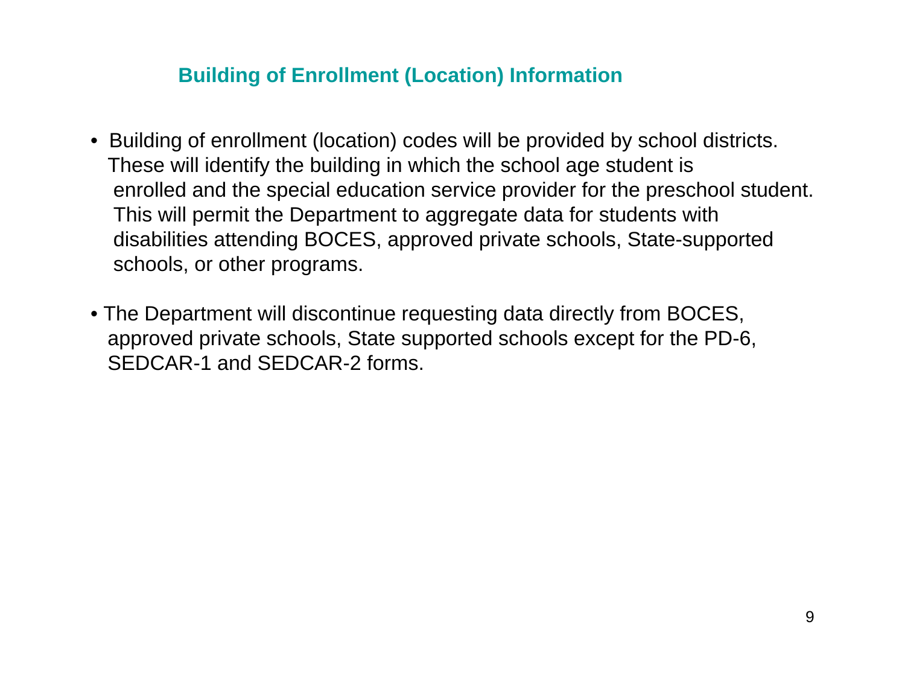## Building of Enrollment (Location) Information

- Building of enrollment (location) codes will be provided by school districts. These will identify the building in which the school age student is enrolled and the special education service provider for the preschool student. This will permit the Department to aggregate data for students with disabilities attending BOCES, approved private schools, State-supported schools, or other programs.

- The Department will discontinue requesting data directly from BOCES, approved private schools, State supported schools except for the PD-6, SEDCAR-1 and SEDCAR-2 forms.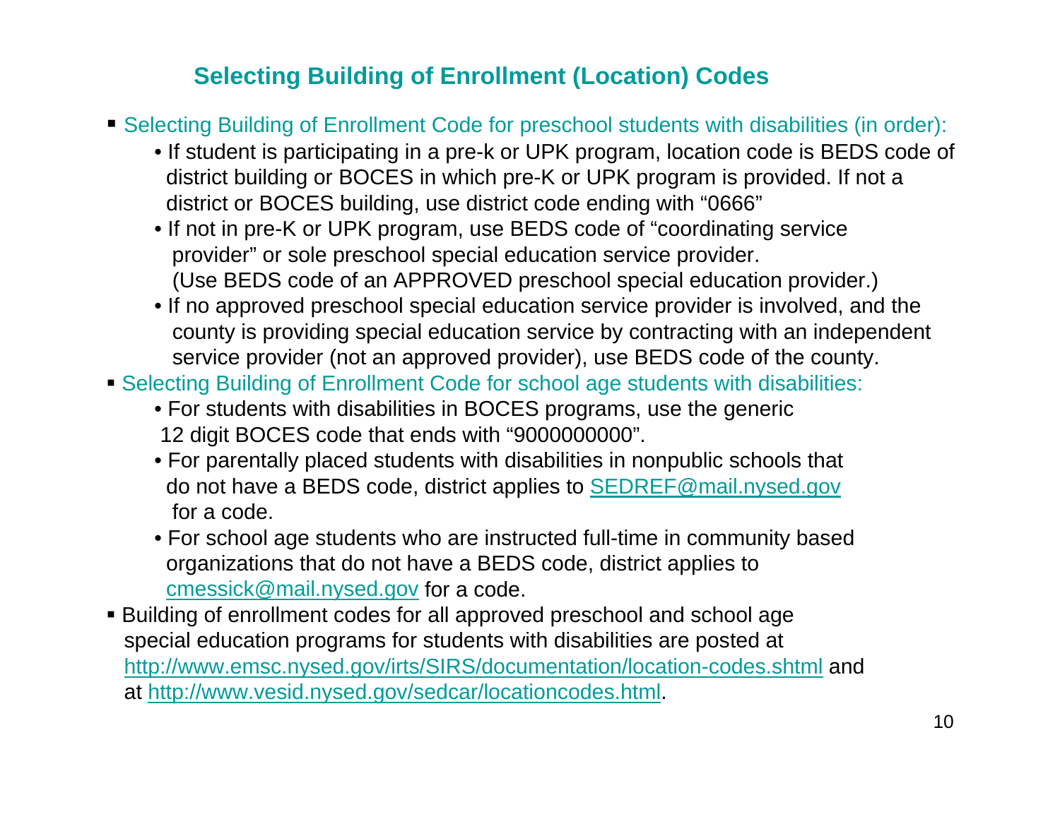## Selecting Building of Enrollment (Location) Codes

- Selecting Building of Enrollment Code for preschool students with disabilities (in order):
  - If student is participating in a pre-k or UPK program, location code is BEDS code of district building or BOCES in which pre-K or UPK program is provided. If not a district or BOCES building, use district code ending with "0666"
  - If not in pre-K or UPK program, use BEDS code of "coordinating service provider" or sole preschool special education service provider. (Use BEDS code of an APPROVED preschool special education provider.)
  - If no approved preschool special education service provider is involved, and the county is providing special education service by contracting with an independent service provider (not an approved provider), use BEDS code of the county.
- Selecting Building of Enrollment Code for school age students with disabilities:
  - For students with disabilities in BOCES programs, use the generic 12 digit BOCES code that ends with "9000000000".
  - For parentally placed students with disabilities in nonpublic schools that do not have a BEDS code, district applies to SEDREF@mail.nysed.gov for a code.
  - For school age students who are instructed full-time in community based organizations that do not have a BEDS code, district applies to cmessick@mail.nysed.gov for a code.
- Building of enrollment codes for all approved preschool and school age special education programs for students with disabilities are posted at http://www.emsc.nysed.gov/irts/SIRS/documentation/location-codes.shtml and at http://www.vesid.nysed.gov/sedcar/locationcodes.html.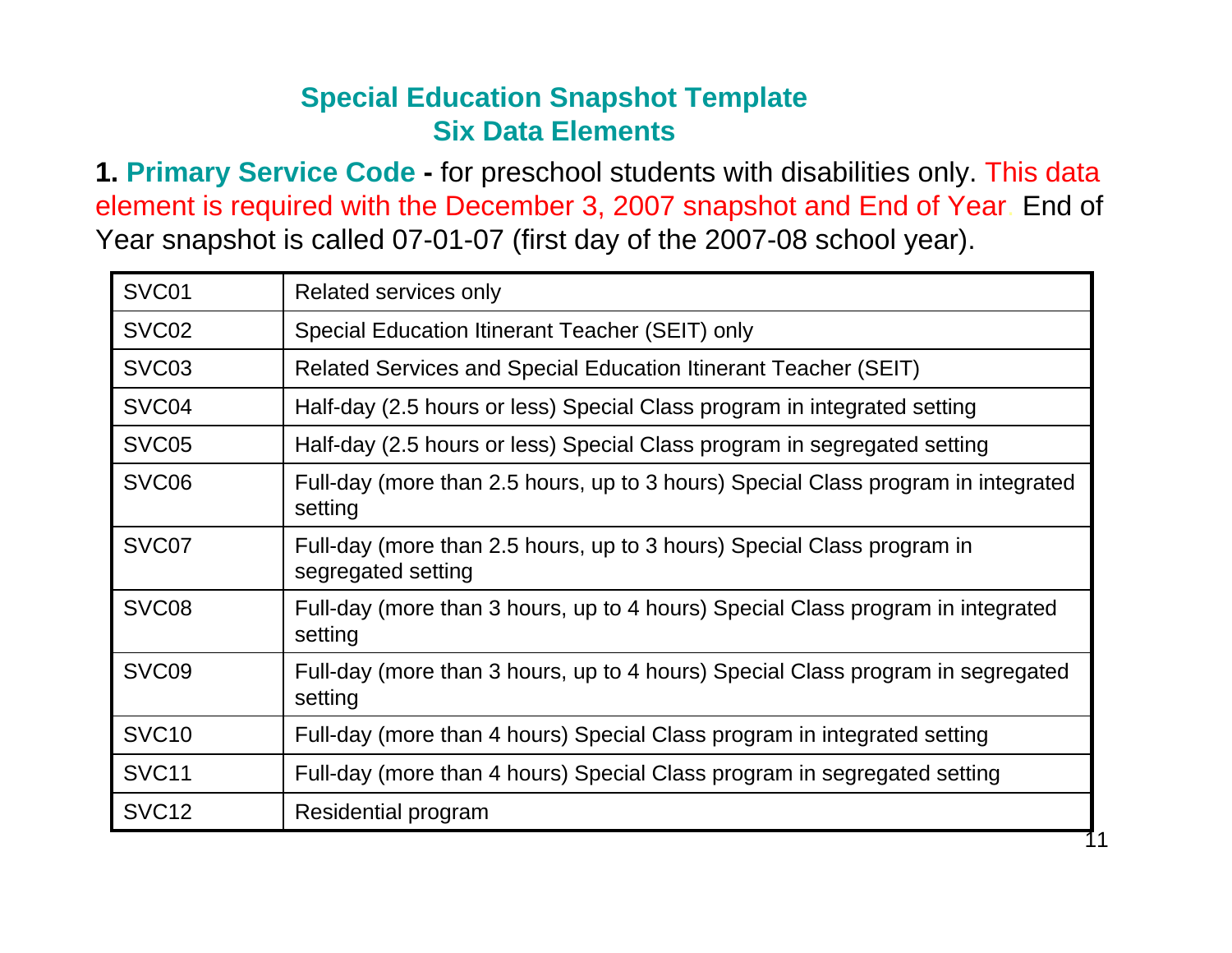# Special Education Snapshot Template
## Six Data Elements

**1. Primary Service Code -** for preschool students with disabilities only. This data element is required with the December 3, 2007 snapshot and End of Year End of Year snapshot is called 07-01-07 (first day of the 2007-08 school year).

| | |
|---|---|
| SVC01 | Related services only |
| SVC02 | Special Education Itinerant Teacher (SEIT) only |
| SVC03 | Related Services and Special Education Itinerant Teacher (SEIT) |
| SVC04 | Half-day (2.5 hours or less) Special Class program in integrated setting |
| SVC05 | Half-day (2.5 hours or less) Special Class program in segregated setting |
| SVC06 | Full-day (more than 2.5 hours, up to 3 hours) Special Class program in integrated setting |
| SVC07 | Full-day (more than 2.5 hours, up to 3 hours) Special Class program in segregated setting |
| SVC08 | Full-day (more than 3 hours, up to 4 hours) Special Class program in integrated setting |
| SVC09 | Full-day (more than 3 hours, up to 4 hours) Special Class program in segregated setting |
| SVC10 | Full-day (more than 4 hours) Special Class program in integrated setting |
| SVC11 | Full-day (more than 4 hours) Special Class program in segregated setting |
| SVC12 | Residential program |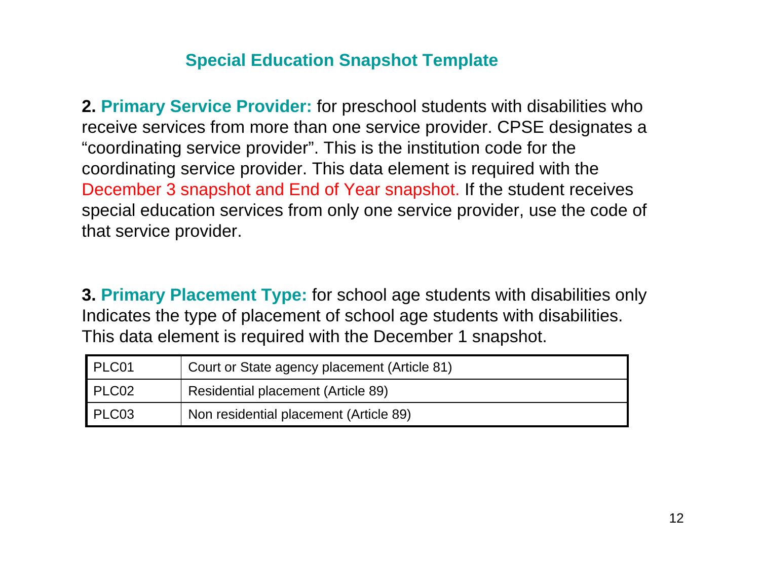## Special Education Snapshot Template

**2. Primary Service Provider:** for preschool students with disabilities who receive services from more than one service provider. CPSE designates a “coordinating service provider”. This is the institution code for the coordinating service provider. This data element is required with the December 3 snapshot and End of Year snapshot. If the student receives special education services from only one service provider, use the code of that service provider.

**3. Primary Placement Type:** for school age students with disabilities only Indicates the type of placement of school age students with disabilities. This data element is required with the December 1 snapshot.

| | |
|---|---|
| PLC01 | Court or State agency placement (Article 81) |
| PLC02 | Residential placement (Article 89) |
| PLC03 | Non residential placement (Article 89) |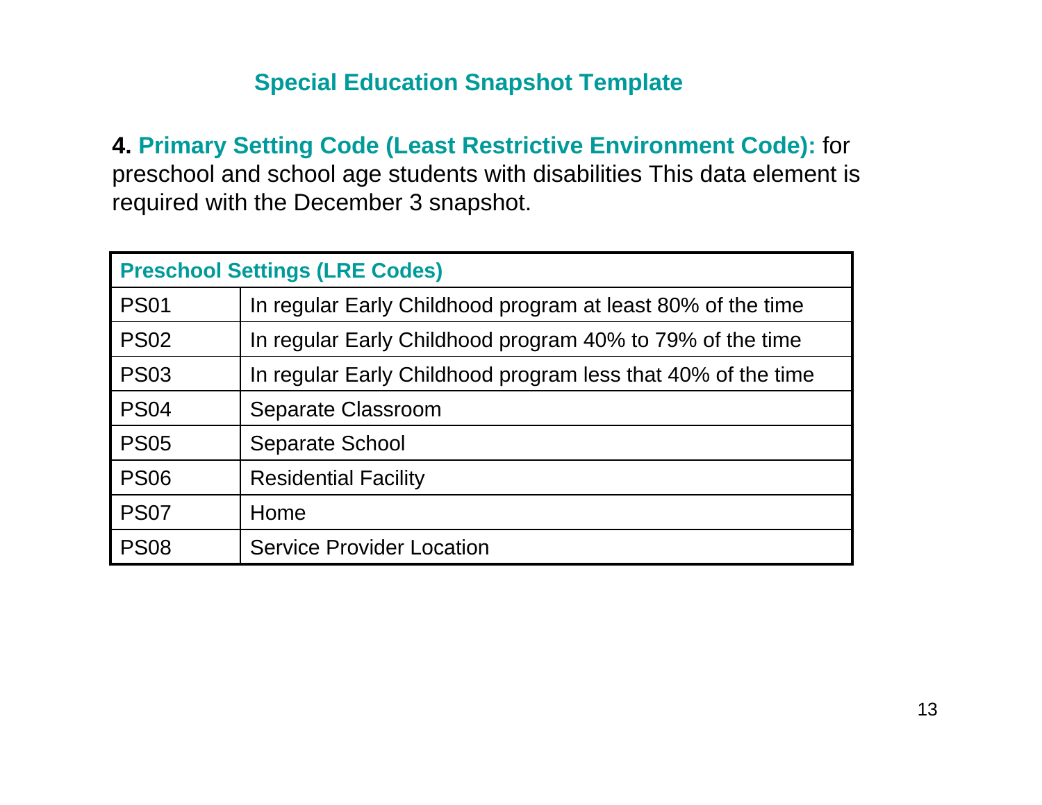## Special Education Snapshot Template

**4. Primary Setting Code (Least Restrictive Environment Code):** for preschool and school age students with disabilities This data element is required with the December 3 snapshot.

| Preschool Settings (LRE Codes) | |
|---|---|
| PS01 | In regular Early Childhood program at least 80% of the time |
| PS02 | In regular Early Childhood program 40% to 79% of the time |
| PS03 | In regular Early Childhood program less that 40% of the time |
| PS04 | Separate Classroom |
| PS05 | Separate School |
| PS06 | Residential Facility |
| PS07 | Home |
| PS08 | Service Provider Location |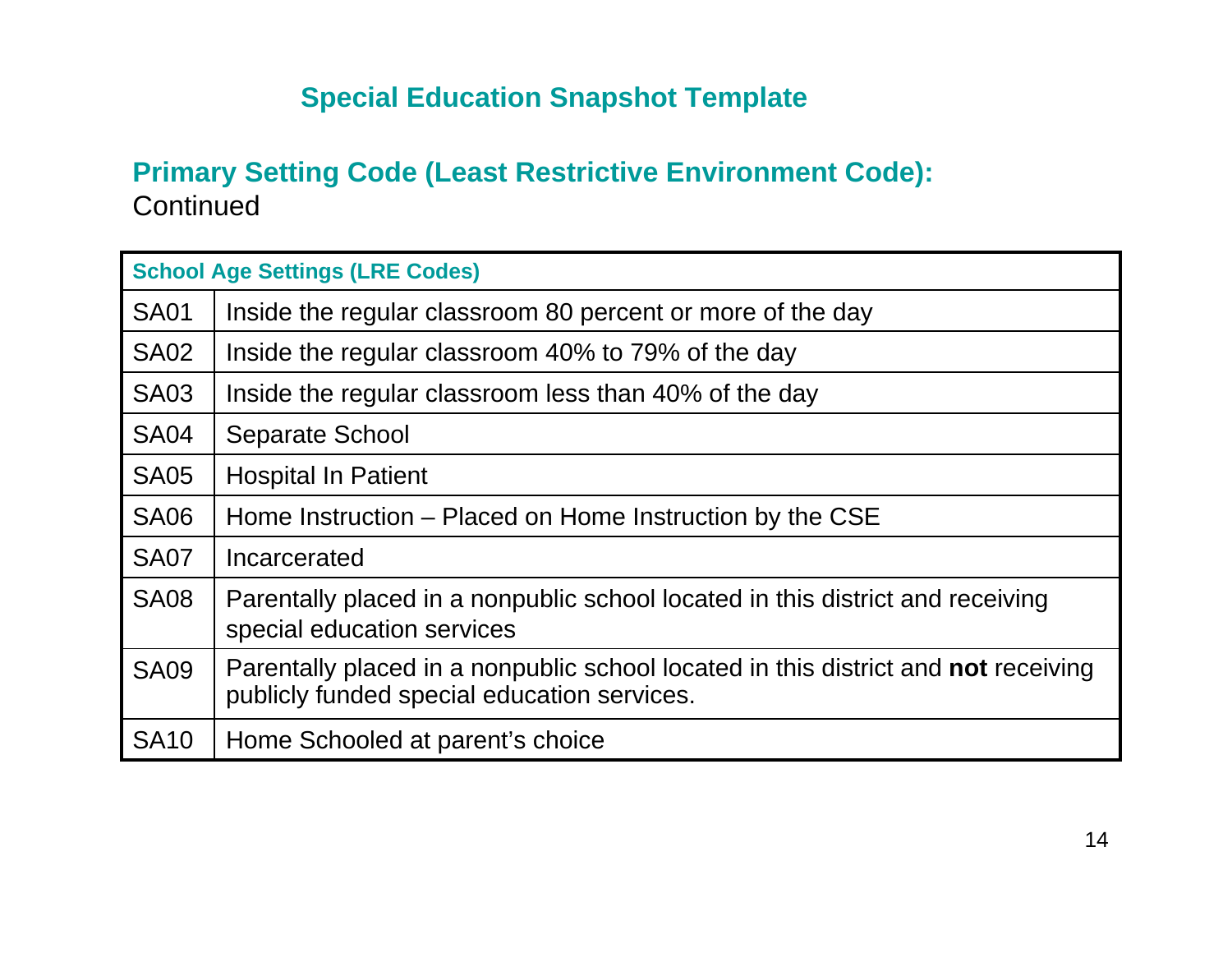# Special Education Snapshot Template

## Primary Setting Code (Least Restrictive Environment Code):

Continued

| School Age Settings (LRE Codes) | |
|---|---|
| SA01 | Inside the regular classroom 80 percent or more of the day |
| SA02 | Inside the regular classroom 40% to 79% of the day |
| SA03 | Inside the regular classroom less than 40% of the day |
| SA04 | Separate School |
| SA05 | Hospital In Patient |
| SA06 | Home Instruction – Placed on Home Instruction by the CSE |
| SA07 | Incarcerated |
| SA08 | Parentally placed in a nonpublic school located in this district and receiving special education services |
| SA09 | Parentally placed in a nonpublic school located in this district and **not** receiving publicly funded special education services. |
| SA10 | Home Schooled at parent's choice |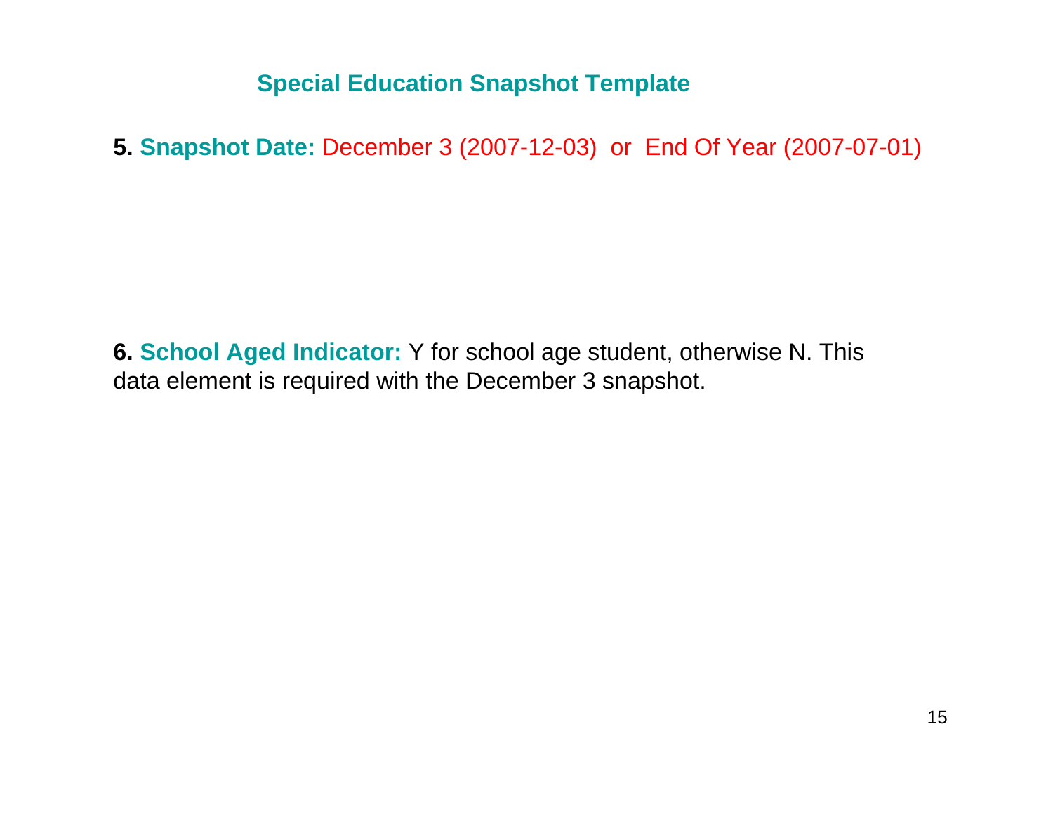## Special Education Snapshot Template

**5. Snapshot Date:** December 3 (2007-12-03) or End Of Year (2007-07-01)

**6. School Aged Indicator:** Y for school age student, otherwise N. This data element is required with the December 3 snapshot.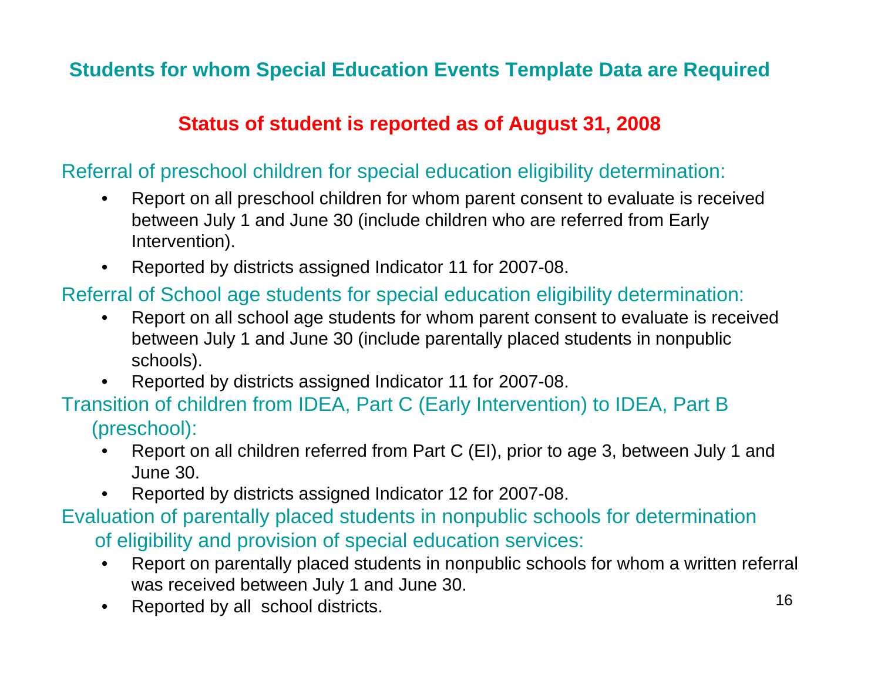## Students for whom Special Education Events Template Data are Required

**Status of student is reported as of August 31, 2008**

### Referral of preschool children for special education eligibility determination:

- Report on all preschool children for whom parent consent to evaluate is received between July 1 and June 30 (include children who are referred from Early Intervention).
- Reported by districts assigned Indicator 11 for 2007-08.

### Referral of School age students for special education eligibility determination:

- Report on all school age students for whom parent consent to evaluate is received between July 1 and June 30 (include parentally placed students in nonpublic schools).
- Reported by districts assigned Indicator 11 for 2007-08.

### Transition of children from IDEA, Part C (Early Intervention) to IDEA, Part B (preschool):

- Report on all children referred from Part C (EI), prior to age 3, between July 1 and June 30.
- Reported by districts assigned Indicator 12 for 2007-08.

### Evaluation of parentally placed students in nonpublic schools for determination of eligibility and provision of special education services:

- Report on parentally placed students in nonpublic schools for whom a written referral was received between July 1 and June 30.
- Reported by all school districts.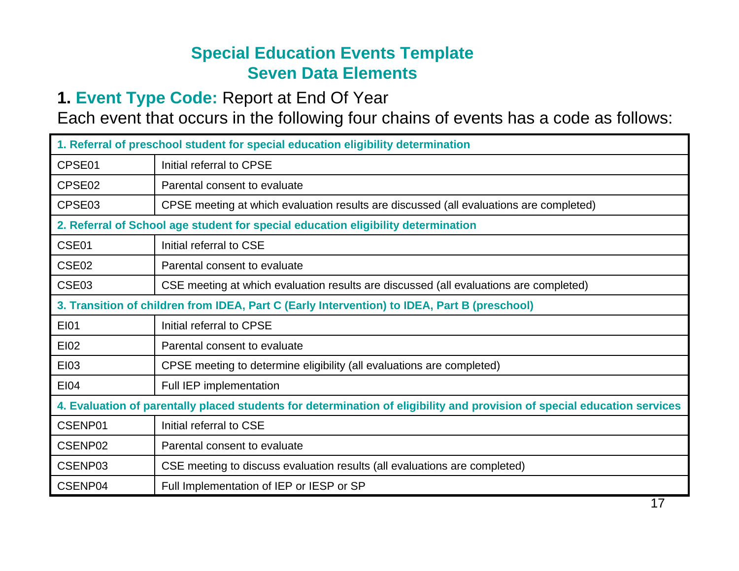# Special Education Events Template
# Seven Data Elements

**1. Event Type Code:** Report at End Of Year

Each event that occurs in the following four chains of events has a code as follows:

| **1. Referral of preschool student for special education eligibility determination** | |
|---|---|
| CPSE01 | Initial referral to CPSE |
| CPSE02 | Parental consent to evaluate |
| CPSE03 | CPSE meeting at which evaluation results are discussed (all evaluations are completed) |
| **2. Referral of School age student for special education eligibility determination** | |
| CSE01 | Initial referral to CSE |
| CSE02 | Parental consent to evaluate |
| CSE03 | CSE meeting at which evaluation results are discussed (all evaluations are completed) |
| **3. Transition of children from IDEA, Part C (Early Intervention) to IDEA, Part B (preschool)** | |
| EI01 | Initial referral to CPSE |
| EI02 | Parental consent to evaluate |
| EI03 | CPSE meeting to determine eligibility (all evaluations are completed) |
| EI04 | Full IEP implementation |
| **4. Evaluation of parentally placed students for determination of eligibility and provision of special education services** | |
| CSENP01 | Initial referral to CSE |
| CSENP02 | Parental consent to evaluate |
| CSENP03 | CSE meeting to discuss evaluation results (all evaluations are completed) |
| CSENP04 | Full Implementation of IEP or IESP or SP |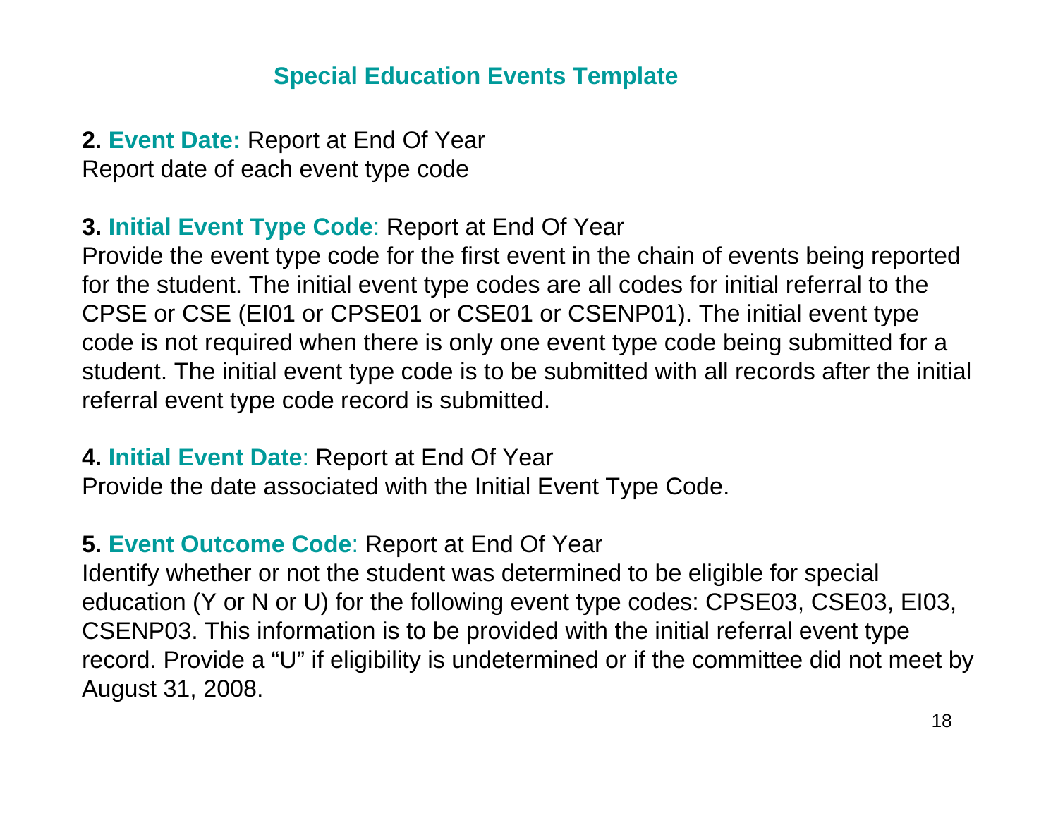## Special Education Events Template

**2. Event Date:** Report at End Of Year
Report date of each event type code

**3. Initial Event Type Code**: Report at End Of Year
Provide the event type code for the first event in the chain of events being reported for the student. The initial event type codes are all codes for initial referral to the CPSE or CSE (EI01 or CPSE01 or CSE01 or CSENP01). The initial event type code is not required when there is only one event type code being submitted for a student. The initial event type code is to be submitted with all records after the initial referral event type code record is submitted.

**4. Initial Event Date**: Report at End Of Year
Provide the date associated with the Initial Event Type Code.

**5. Event Outcome Code**: Report at End Of Year
Identify whether or not the student was determined to be eligible for special education (Y or N or U) for the following event type codes: CPSE03, CSE03, EI03, CSENP03. This information is to be provided with the initial referral event type record. Provide a "U" if eligibility is undetermined or if the committee did not meet by August 31, 2008.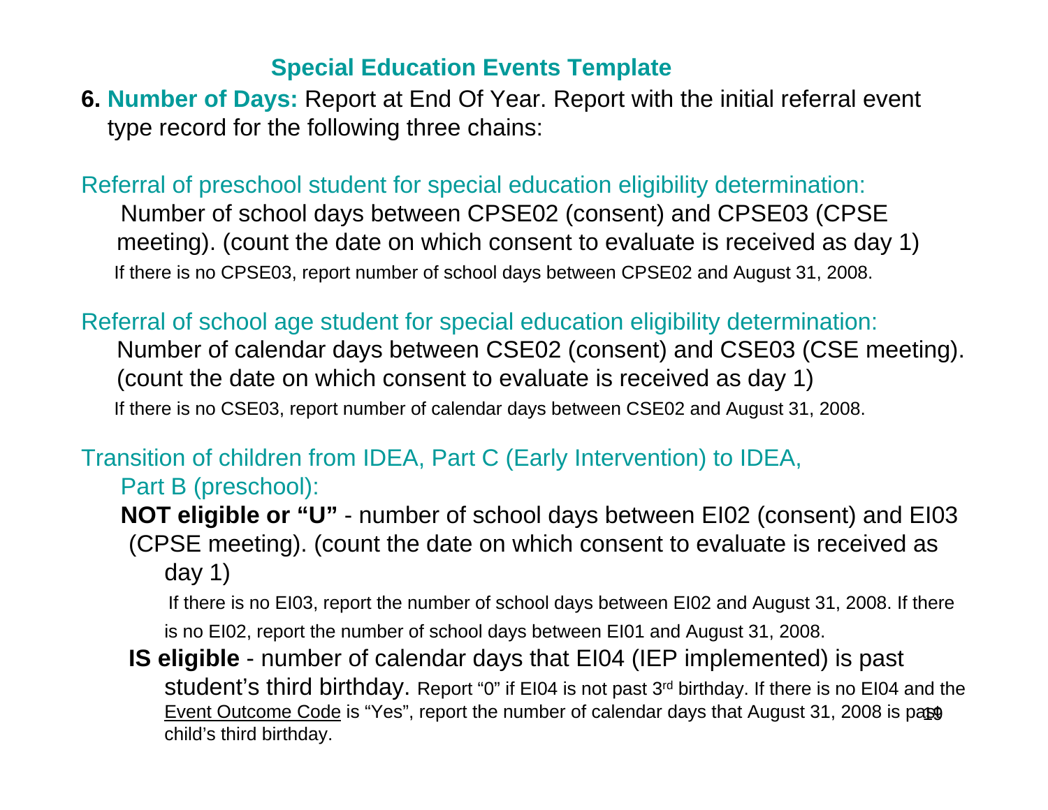# Special Education Events Template

**6. Number of Days:** Report at End Of Year. Report with the initial referral event type record for the following three chains:

### Referral of preschool student for special education eligibility determination:

Number of school days between CPSE02 (consent) and CPSE03 (CPSE meeting). (count the date on which consent to evaluate is received as day 1)

If there is no CPSE03, report number of school days between CPSE02 and August 31, 2008.

### Referral of school age student for special education eligibility determination:

Number of calendar days between CSE02 (consent) and CSE03 (CSE meeting). (count the date on which consent to evaluate is received as day 1)

If there is no CSE03, report number of calendar days between CSE02 and August 31, 2008.

### Transition of children from IDEA, Part C (Early Intervention) to IDEA, Part B (preschool):

**NOT eligible or "U"** - number of school days between EI02 (consent) and EI03 (CPSE meeting). (count the date on which consent to evaluate is received as day 1)

If there is no EI03, report the number of school days between EI02 and August 31, 2008. If there is no EI02, report the number of school days between EI01 and August 31, 2008.

**IS eligible** - number of calendar days that EI04 (IEP implemented) is past student's third birthday. Report "0" if EI04 is not past 3rd birthday. If there is no EI04 and the Event Outcome Code is "Yes", report the number of calendar days that August 31, 2008 is past child's third birthday.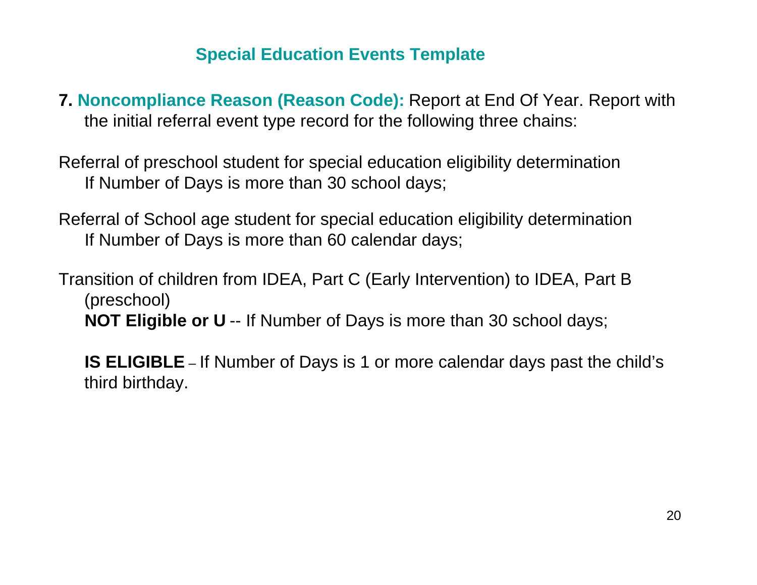## Special Education Events Template

**7. Noncompliance Reason (Reason Code):** Report at End Of Year. Report with the initial referral event type record for the following three chains:

Referral of preschool student for special education eligibility determination
If Number of Days is more than 30 school days;

Referral of School age student for special education eligibility determination
If Number of Days is more than 60 calendar days;

Transition of children from IDEA, Part C (Early Intervention) to IDEA, Part B (preschool)
**NOT Eligible or U** -- If Number of Days is more than 30 school days;

**IS ELIGIBLE** – If Number of Days is 1 or more calendar days past the child's third birthday.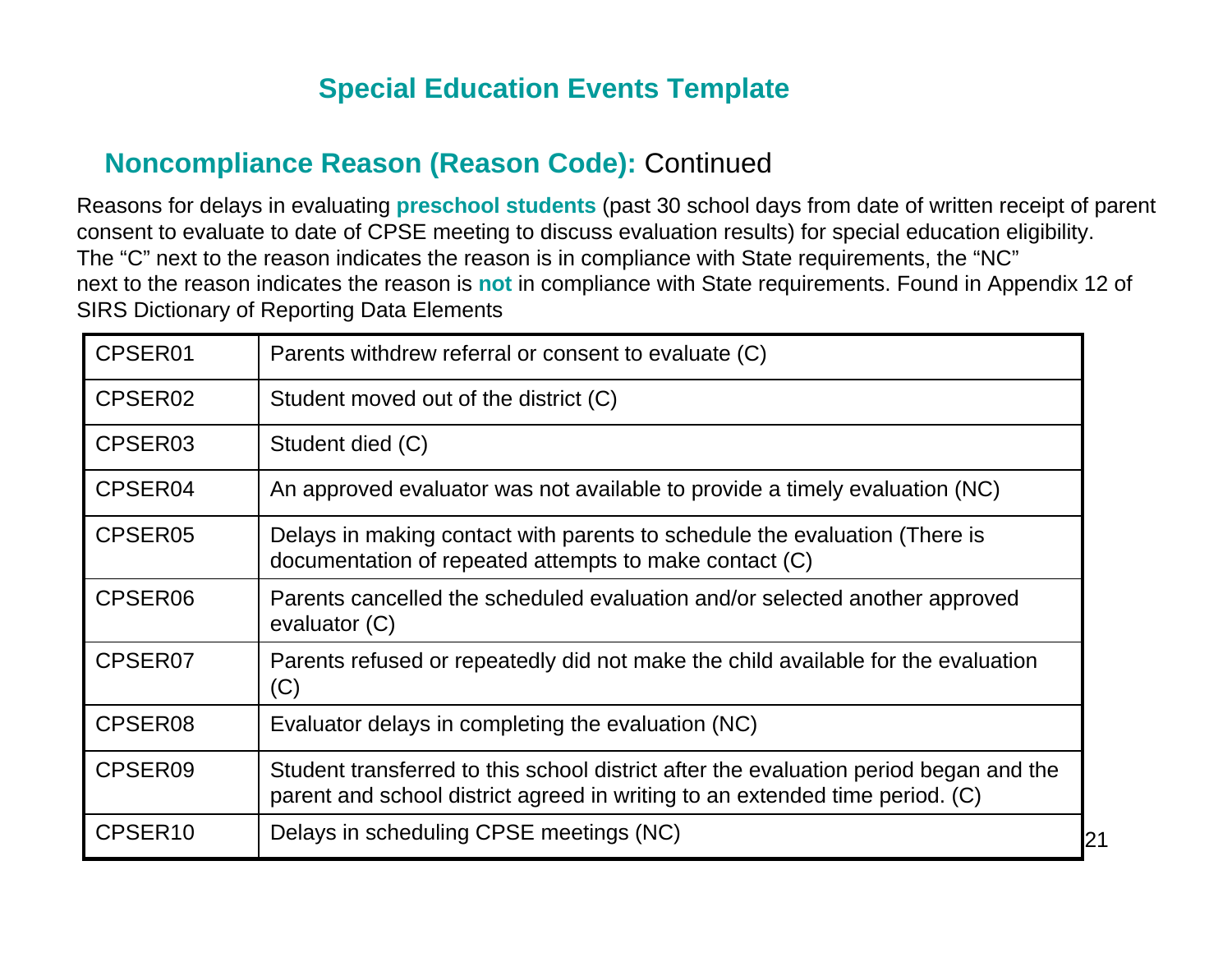# Special Education Events Template

## **Noncompliance Reason (Reason Code):** Continued

Reasons for delays in evaluating **preschool students** (past 30 school days from date of written receipt of parent consent to evaluate to date of CPSE meeting to discuss evaluation results) for special education eligibility. The "C" next to the reason indicates the reason is in compliance with State requirements, the "NC" next to the reason indicates the reason is **not** in compliance with State requirements. Found in Appendix 12 of SIRS Dictionary of Reporting Data Elements

| | |
|---|---|
| CPSER01 | Parents withdrew referral or consent to evaluate (C) |
| CPSER02 | Student moved out of the district (C) |
| CPSER03 | Student died (C) |
| CPSER04 | An approved evaluator was not available to provide a timely evaluation (NC) |
| CPSER05 | Delays in making contact with parents to schedule the evaluation (There is documentation of repeated attempts to make contact (C) |
| CPSER06 | Parents cancelled the scheduled evaluation and/or selected another approved evaluator (C) |
| CPSER07 | Parents refused or repeatedly did not make the child available for the evaluation (C) |
| CPSER08 | Evaluator delays in completing the evaluation (NC) |
| CPSER09 | Student transferred to this school district after the evaluation period began and the parent and school district agreed in writing to an extended time period. (C) |
| CPSER10 | Delays in scheduling CPSE meetings (NC) |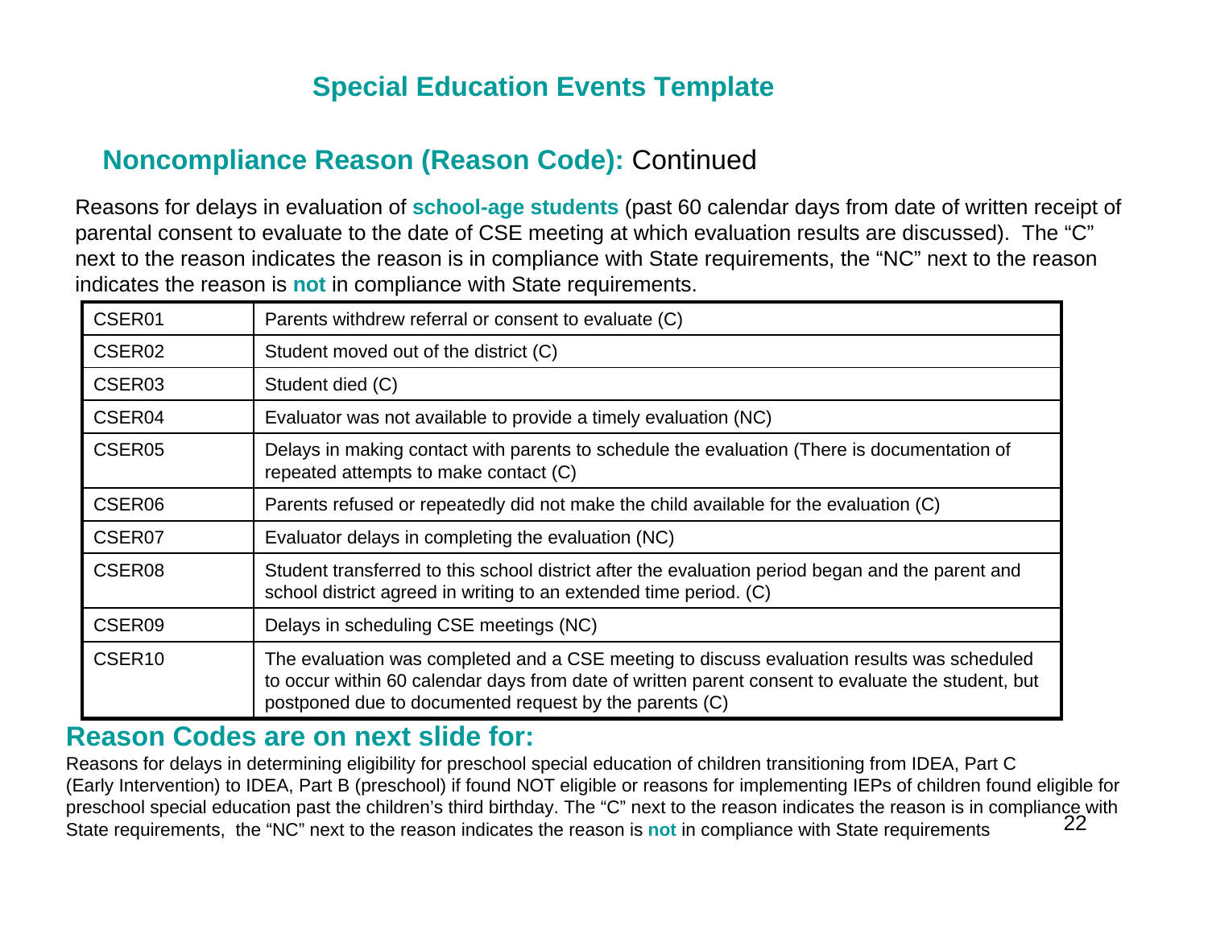# Special Education Events Template

## Noncompliance Reason (Reason Code): Continued

Reasons for delays in evaluation of **school-age students** (past 60 calendar days from date of written receipt of parental consent to evaluate to the date of CSE meeting at which evaluation results are discussed). The "C" next to the reason indicates the reason is in compliance with State requirements, the "NC" next to the reason indicates the reason is **not** in compliance with State requirements.

| Code | Reason |
|---|---|
| CSER01 | Parents withdrew referral or consent to evaluate (C) |
| CSER02 | Student moved out of the district (C) |
| CSER03 | Student died (C) |
| CSER04 | Evaluator was not available to provide a timely evaluation (NC) |
| CSER05 | Delays in making contact with parents to schedule the evaluation (There is documentation of repeated attempts to make contact (C) |
| CSER06 | Parents refused or repeatedly did not make the child available for the evaluation (C) |
| CSER07 | Evaluator delays in completing the evaluation (NC) |
| CSER08 | Student transferred to this school district after the evaluation period began and the parent and school district agreed in writing to an extended time period. (C) |
| CSER09 | Delays in scheduling CSE meetings (NC) |
| CSER10 | The evaluation was completed and a CSE meeting to discuss evaluation results was scheduled to occur within 60 calendar days from date of written parent consent to evaluate the student, but postponed due to documented request by the parents (C) |

## Reason Codes are on next slide for:

Reasons for delays in determining eligibility for preschool special education of children transitioning from IDEA, Part C (Early Intervention) to IDEA, Part B (preschool) if found NOT eligible or reasons for implementing IEPs of children found eligible for preschool special education past the children's third birthday. The "C" next to the reason indicates the reason is in compliance with State requirements, the "NC" next to the reason indicates the reason is **not** in compliance with State requirements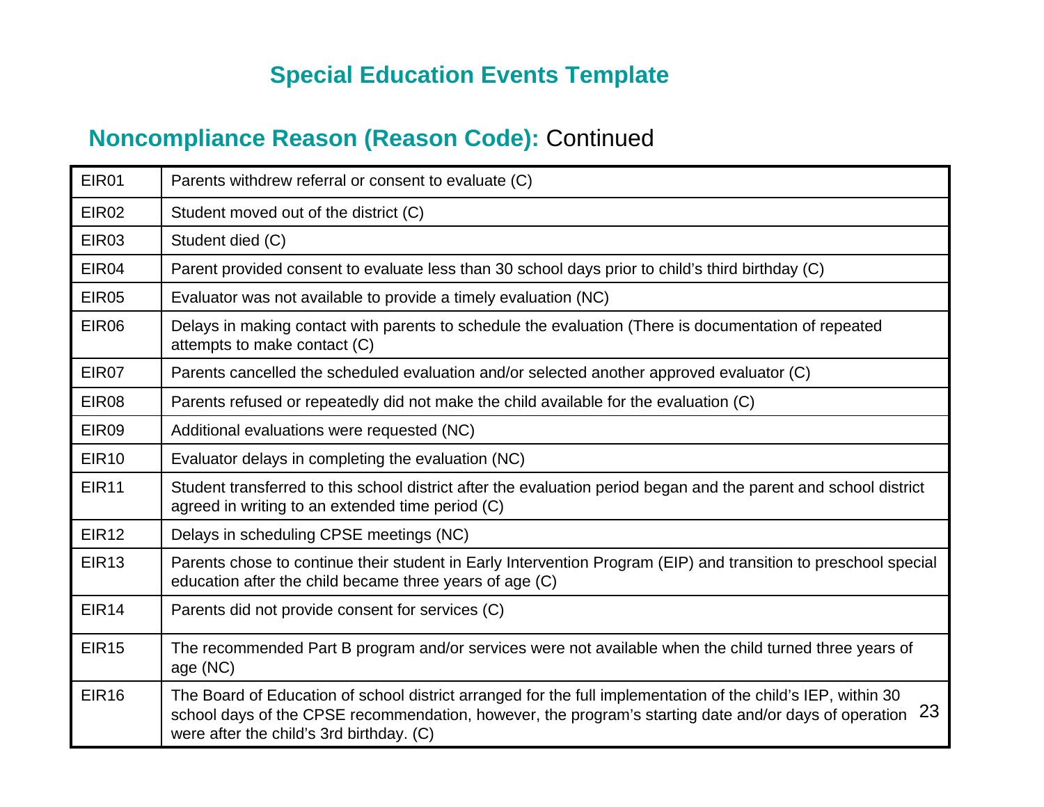# Special Education Events Template

## Noncompliance Reason (Reason Code): Continued

| Code | Description |
|---|---|
| EIR01 | Parents withdrew referral or consent to evaluate (C) |
| EIR02 | Student moved out of the district (C) |
| EIR03 | Student died (C) |
| EIR04 | Parent provided consent to evaluate less than 30 school days prior to child's third birthday (C) |
| EIR05 | Evaluator was not available to provide a timely evaluation (NC) |
| EIR06 | Delays in making contact with parents to schedule the evaluation (There is documentation of repeated attempts to make contact (C) |
| EIR07 | Parents cancelled the scheduled evaluation and/or selected another approved evaluator (C) |
| EIR08 | Parents refused or repeatedly did not make the child available for the evaluation (C) |
| EIR09 | Additional evaluations were requested (NC) |
| EIR10 | Evaluator delays in completing the evaluation (NC) |
| EIR11 | Student transferred to this school district after the evaluation period began and the parent and school district agreed in writing to an extended time period (C) |
| EIR12 | Delays in scheduling CPSE meetings (NC) |
| EIR13 | Parents chose to continue their student in Early Intervention Program (EIP) and transition to preschool special education after the child became three years of age (C) |
| EIR14 | Parents did not provide consent for services (C) |
| EIR15 | The recommended Part B program and/or services were not available when the child turned three years of age (NC) |
| EIR16 | The Board of Education of school district arranged for the full implementation of the child's IEP, within 30 school days of the CPSE recommendation, however, the program's starting date and/or days of operation were after the child's 3rd birthday. (C) |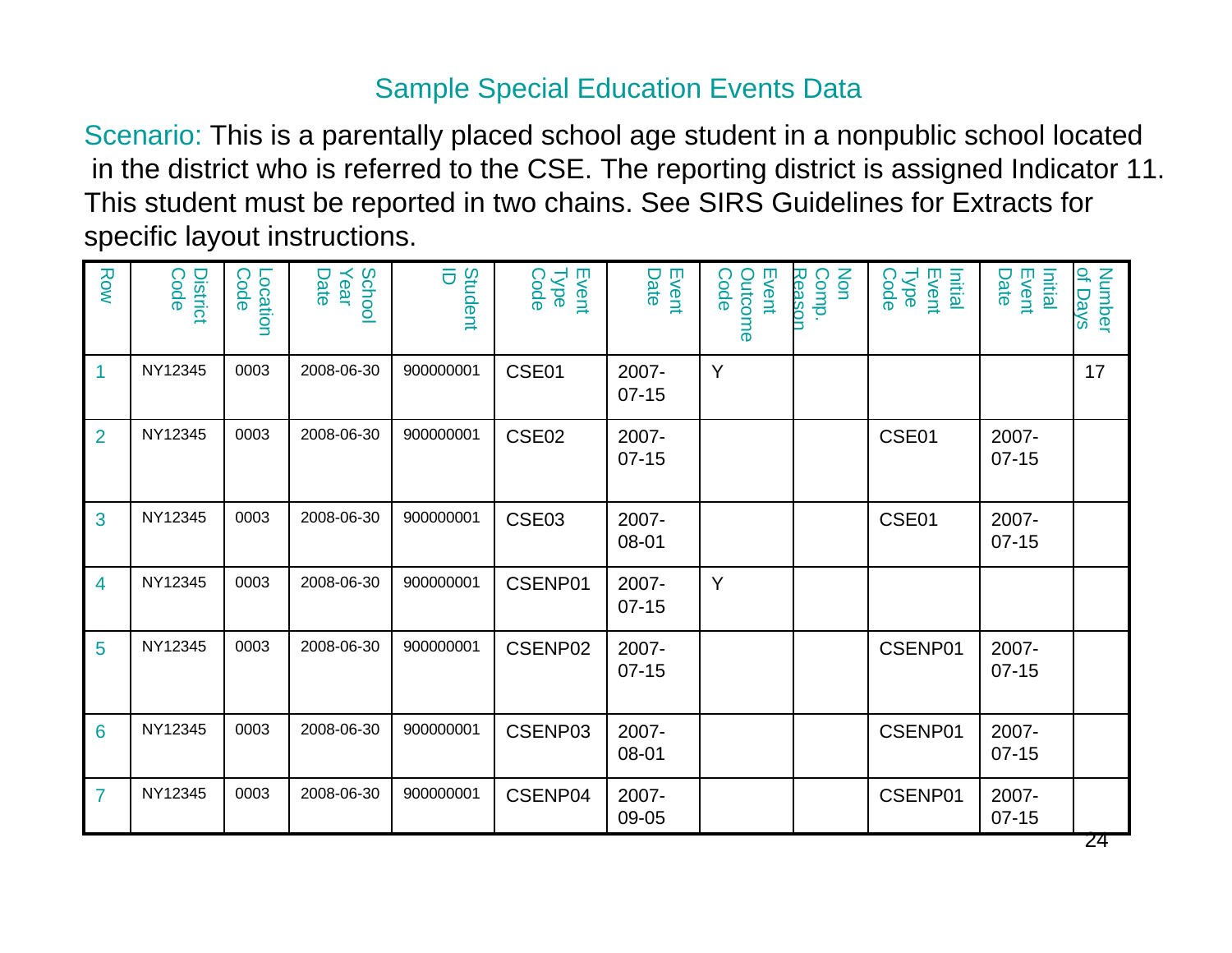## Sample Special Education Events Data

Scenario: This is a parentally placed school age student in a nonpublic school located in the district who is referred to the CSE. The reporting district is assigned Indicator 11. This student must be reported in two chains. See SIRS Guidelines for Extracts for specific layout instructions.

| Row | District Code | Location Code | School Year Date | Student ID | Event Type Code | Event Date | Event Outcome Code | Non Comp. Reason | Initial Event Type Code | Initial Event Date | Number of Days |
|---|---|---|---|---|---|---|---|---|---|---|---|
| 1 | NY12345 | 0003 | 2008-06-30 | 900000001 | CSE01 | 2007-07-15 | Y | | | | 17 |
| 2 | NY12345 | 0003 | 2008-06-30 | 900000001 | CSE02 | 2007-07-15 | | | CSE01 | 2007-07-15 | |
| 3 | NY12345 | 0003 | 2008-06-30 | 900000001 | CSE03 | 2007-08-01 | | | CSE01 | 2007-07-15 | |
| 4 | NY12345 | 0003 | 2008-06-30 | 900000001 | CSENP01 | 2007-07-15 | Y | | | | |
| 5 | NY12345 | 0003 | 2008-06-30 | 900000001 | CSENP02 | 2007-07-15 | | | CSENP01 | 2007-07-15 | |
| 6 | NY12345 | 0003 | 2008-06-30 | 900000001 | CSENP03 | 2007-08-01 | | | CSENP01 | 2007-07-15 | |
| 7 | NY12345 | 0003 | 2008-06-30 | 900000001 | CSENP04 | 2007-09-05 | | | CSENP01 | 2007-07-15 | |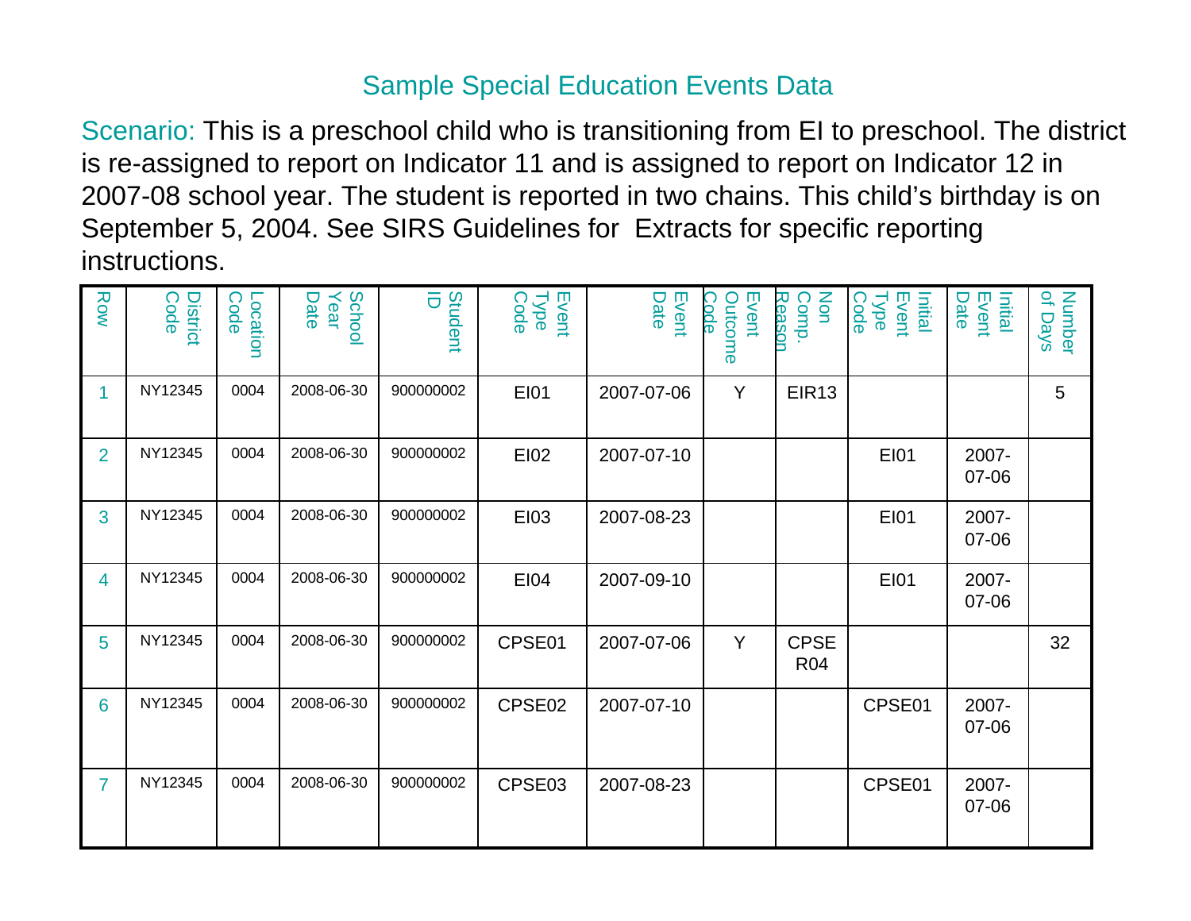# Sample Special Education Events Data

Scenario: This is a preschool child who is transitioning from EI to preschool. The district is re-assigned to report on Indicator 11 and is assigned to report on Indicator 12 in 2007-08 school year. The student is reported in two chains. This child's birthday is on September 5, 2004. See SIRS Guidelines for Extracts for specific reporting instructions.

| Row | District Code | Location Code | School Year Date | Student ID | Event Type Code | Event Date | Event Outcome Code | Non Comp. Reason | Initial Event Type Code | Initial Event Date | Number of Days |
|---|---|---|---|---|---|---|---|---|---|---|---|
| 1 | NY12345 | 0004 | 2008-06-30 | 900000002 | EI01 | 2007-07-06 | Y | EIR13 | | | 5 |
| 2 | NY12345 | 0004 | 2008-06-30 | 900000002 | EI02 | 2007-07-10 | | | EI01 | 2007-07-06 | |
| 3 | NY12345 | 0004 | 2008-06-30 | 900000002 | EI03 | 2007-08-23 | | | EI01 | 2007-07-06 | |
| 4 | NY12345 | 0004 | 2008-06-30 | 900000002 | EI04 | 2007-09-10 | | | EI01 | 2007-07-06 | |
| 5 | NY12345 | 0004 | 2008-06-30 | 900000002 | CPSE01 | 2007-07-06 | Y | CPSER04 | | | 32 |
| 6 | NY12345 | 0004 | 2008-06-30 | 900000002 | CPSE02 | 2007-07-10 | | | CPSE01 | 2007-07-06 | |
| 7 | NY12345 | 0004 | 2008-06-30 | 900000002 | CPSE03 | 2007-08-23 | | | CPSE01 | 2007-07-06 | |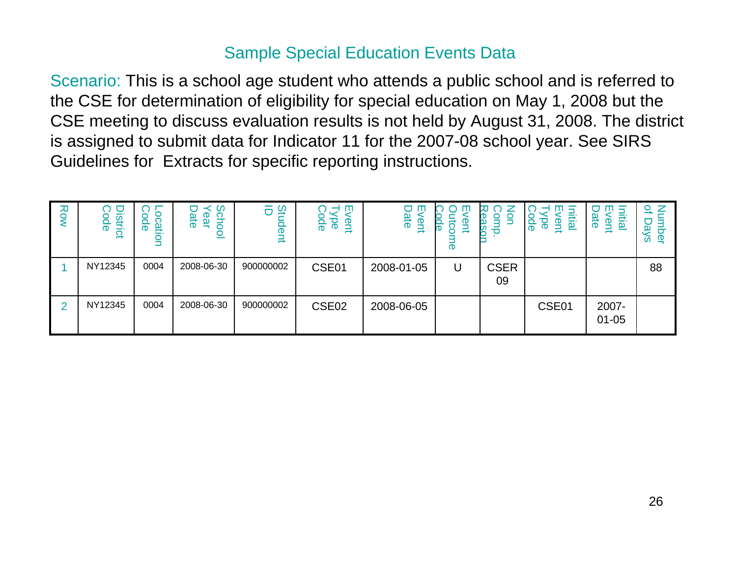## Sample Special Education Events Data

Scenario: This is a school age student who attends a public school and is referred to the CSE for determination of eligibility for special education on May 1, 2008 but the CSE meeting to discuss evaluation results is not held by August 31, 2008. The district is assigned to submit data for Indicator 11 for the 2007-08 school year. See SIRS Guidelines for Extracts for specific reporting instructions.

| Row | District Code | Location Code | School Year Date | Student ID | Event Type Code | Event Date | Event Outcome Code | Non Comp. Reason | Initial Event Type Code | Initial Event Date | Number of Days |
|---|---|---|---|---|---|---|---|---|---|---|---|
| 1 | NY12345 | 0004 | 2008-06-30 | 900000002 | CSE01 | 2008-01-05 | U | CSER 09 | | | 88 |
| 2 | NY12345 | 0004 | 2008-06-30 | 900000002 | CSE02 | 2008-06-05 | | | CSE01 | 2007-01-05 | |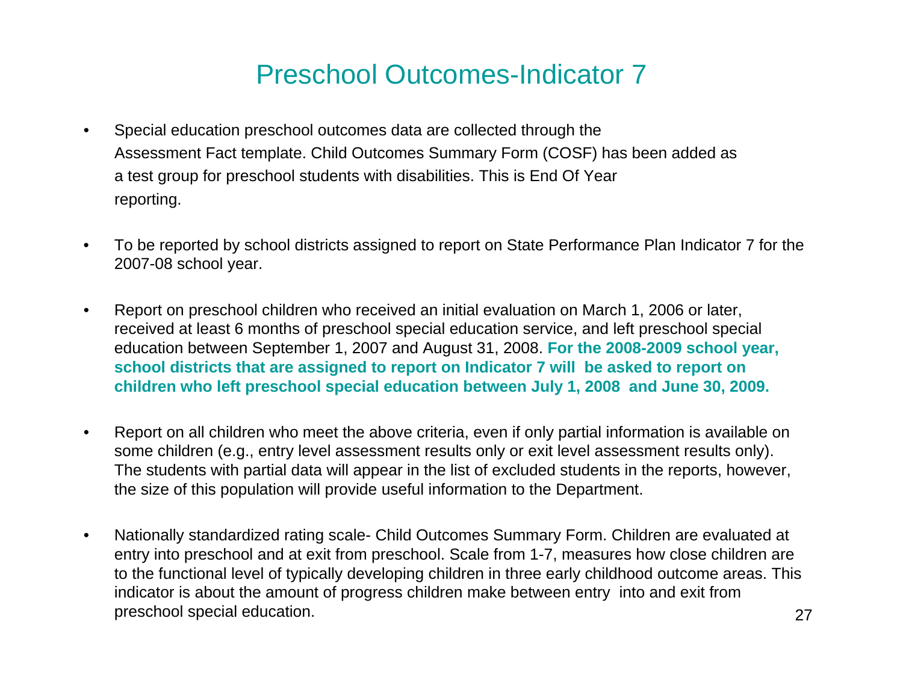# Preschool Outcomes-Indicator 7

- Special education preschool outcomes data are collected through the Assessment Fact template. Child Outcomes Summary Form (COSF) has been added as a test group for preschool students with disabilities. This is End Of Year reporting.

- To be reported by school districts assigned to report on State Performance Plan Indicator 7 for the 2007-08 school year.

- Report on preschool children who received an initial evaluation on March 1, 2006 or later, received at least 6 months of preschool special education service, and left preschool special education between September 1, 2007 and August 31, 2008. **For the 2008-2009 school year, school districts that are assigned to report on Indicator 7 will be asked to report on children who left preschool special education between July 1, 2008 and June 30, 2009.**

- Report on all children who meet the above criteria, even if only partial information is available on some children (e.g., entry level assessment results only or exit level assessment results only). The students with partial data will appear in the list of excluded students in the reports, however, the size of this population will provide useful information to the Department.

- Nationally standardized rating scale- Child Outcomes Summary Form. Children are evaluated at entry into preschool and at exit from preschool. Scale from 1-7, measures how close children are to the functional level of typically developing children in three early childhood outcome areas. This indicator is about the amount of progress children make between entry into and exit from preschool special education.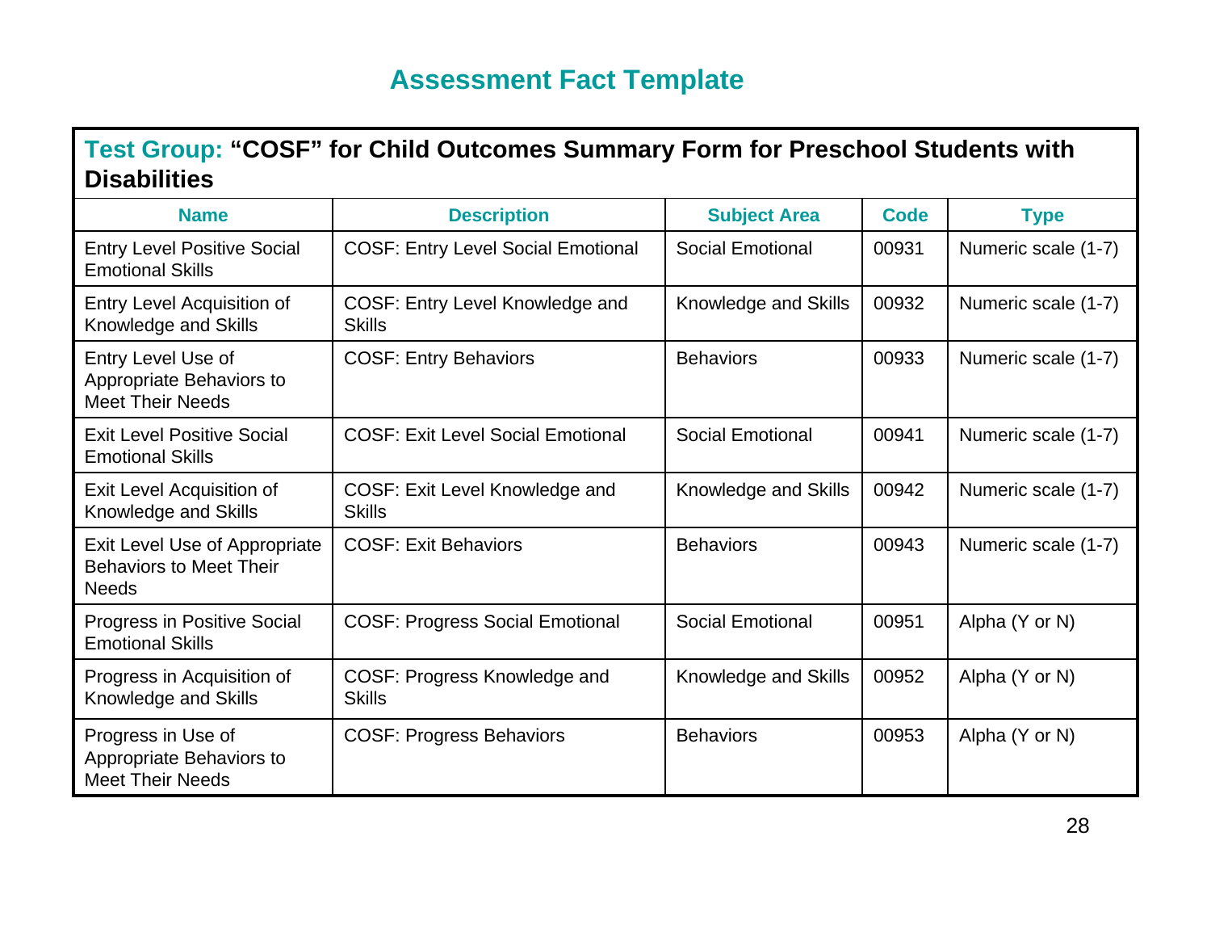# Assessment Fact Template

**Test Group: "COSF" for Child Outcomes Summary Form for Preschool Students with Disabilities**

| Name | Description | Subject Area | Code | Type |
|---|---|---|---|---|
| Entry Level Positive Social Emotional Skills | COSF: Entry Level Social Emotional | Social Emotional | 00931 | Numeric scale (1-7) |
| Entry Level Acquisition of Knowledge and Skills | COSF: Entry Level Knowledge and Skills | Knowledge and Skills | 00932 | Numeric scale (1-7) |
| Entry Level Use of Appropriate Behaviors to Meet Their Needs | COSF: Entry Behaviors | Behaviors | 00933 | Numeric scale (1-7) |
| Exit Level Positive Social Emotional Skills | COSF: Exit Level Social Emotional | Social Emotional | 00941 | Numeric scale (1-7) |
| Exit Level Acquisition of Knowledge and Skills | COSF: Exit Level Knowledge and Skills | Knowledge and Skills | 00942 | Numeric scale (1-7) |
| Exit Level Use of Appropriate Behaviors to Meet Their Needs | COSF: Exit Behaviors | Behaviors | 00943 | Numeric scale (1-7) |
| Progress in Positive Social Emotional Skills | COSF: Progress Social Emotional | Social Emotional | 00951 | Alpha (Y or N) |
| Progress in Acquisition of Knowledge and Skills | COSF: Progress Knowledge and Skills | Knowledge and Skills | 00952 | Alpha (Y or N) |
| Progress in Use of Appropriate Behaviors to Meet Their Needs | COSF: Progress Behaviors | Behaviors | 00953 | Alpha (Y or N) |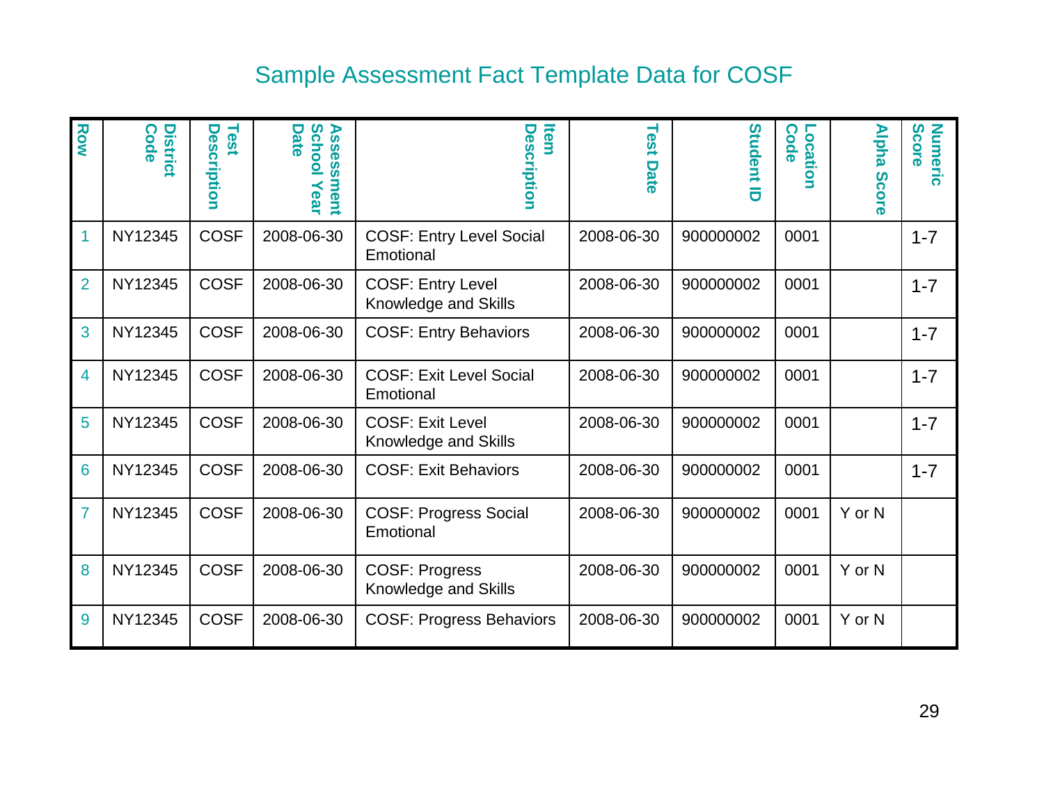# Sample Assessment Fact Template Data for COSF

| Row | District Code | Test Description | Assessment School Year Date | Item Description | Test Date | Student ID | Location Code | Alpha Score | Numeric Score |
|---|---|---|---|---|---|---|---|---|---|
| 1 | NY12345 | COSF | 2008-06-30 | COSF: Entry Level Social Emotional | 2008-06-30 | 900000002 | 0001 | | 1-7 |
| 2 | NY12345 | COSF | 2008-06-30 | COSF: Entry Level Knowledge and Skills | 2008-06-30 | 900000002 | 0001 | | 1-7 |
| 3 | NY12345 | COSF | 2008-06-30 | COSF: Entry Behaviors | 2008-06-30 | 900000002 | 0001 | | 1-7 |
| 4 | NY12345 | COSF | 2008-06-30 | COSF: Exit Level Social Emotional | 2008-06-30 | 900000002 | 0001 | | 1-7 |
| 5 | NY12345 | COSF | 2008-06-30 | COSF: Exit Level Knowledge and Skills | 2008-06-30 | 900000002 | 0001 | | 1-7 |
| 6 | NY12345 | COSF | 2008-06-30 | COSF: Exit Behaviors | 2008-06-30 | 900000002 | 0001 | | 1-7 |
| 7 | NY12345 | COSF | 2008-06-30 | COSF: Progress Social Emotional | 2008-06-30 | 900000002 | 0001 | Y or N | |
| 8 | NY12345 | COSF | 2008-06-30 | COSF: Progress Knowledge and Skills | 2008-06-30 | 900000002 | 0001 | Y or N | |
| 9 | NY12345 | COSF | 2008-06-30 | COSF: Progress Behaviors | 2008-06-30 | 900000002 | 0001 | Y or N | |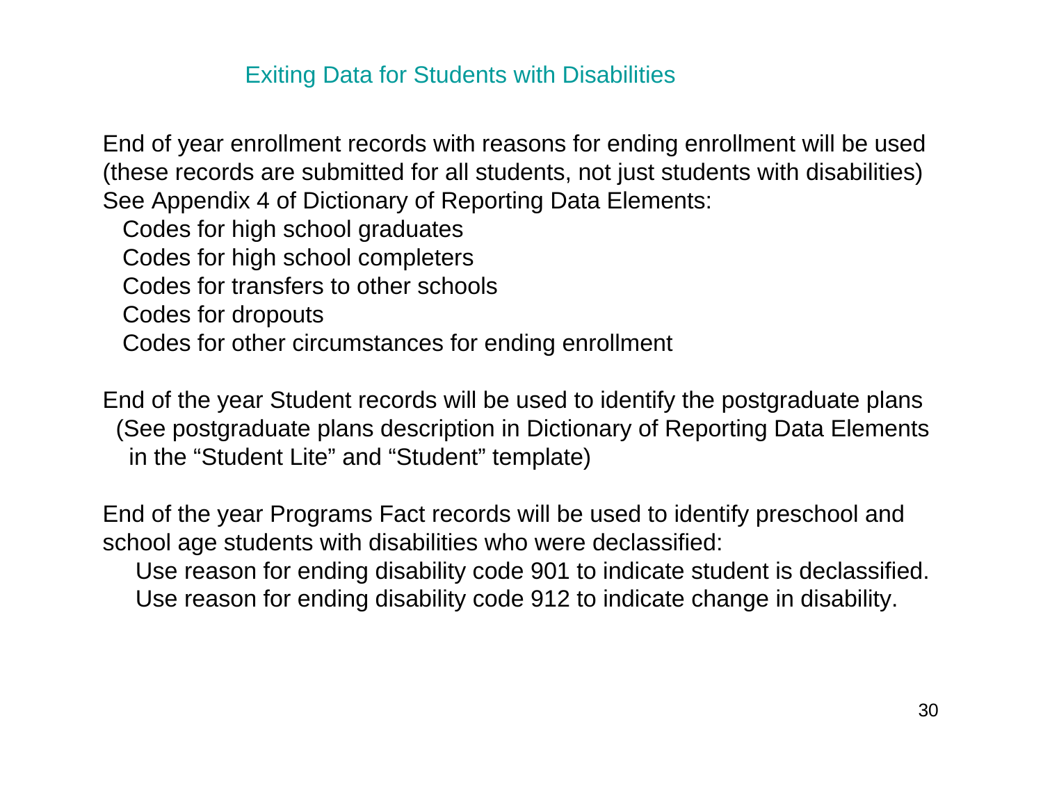## Exiting Data for Students with Disabilities

End of year enrollment records with reasons for ending enrollment will be used (these records are submitted for all students, not just students with disabilities) See Appendix 4 of Dictionary of Reporting Data Elements:

- Codes for high school graduates
- Codes for high school completers
- Codes for transfers to other schools
- Codes for dropouts
- Codes for other circumstances for ending enrollment

End of the year Student records will be used to identify the postgraduate plans (See postgraduate plans description in Dictionary of Reporting Data Elements in the "Student Lite" and "Student" template)

End of the year Programs Fact records will be used to identify preschool and school age students with disabilities who were declassified:

- Use reason for ending disability code 901 to indicate student is declassified.
- Use reason for ending disability code 912 to indicate change in disability.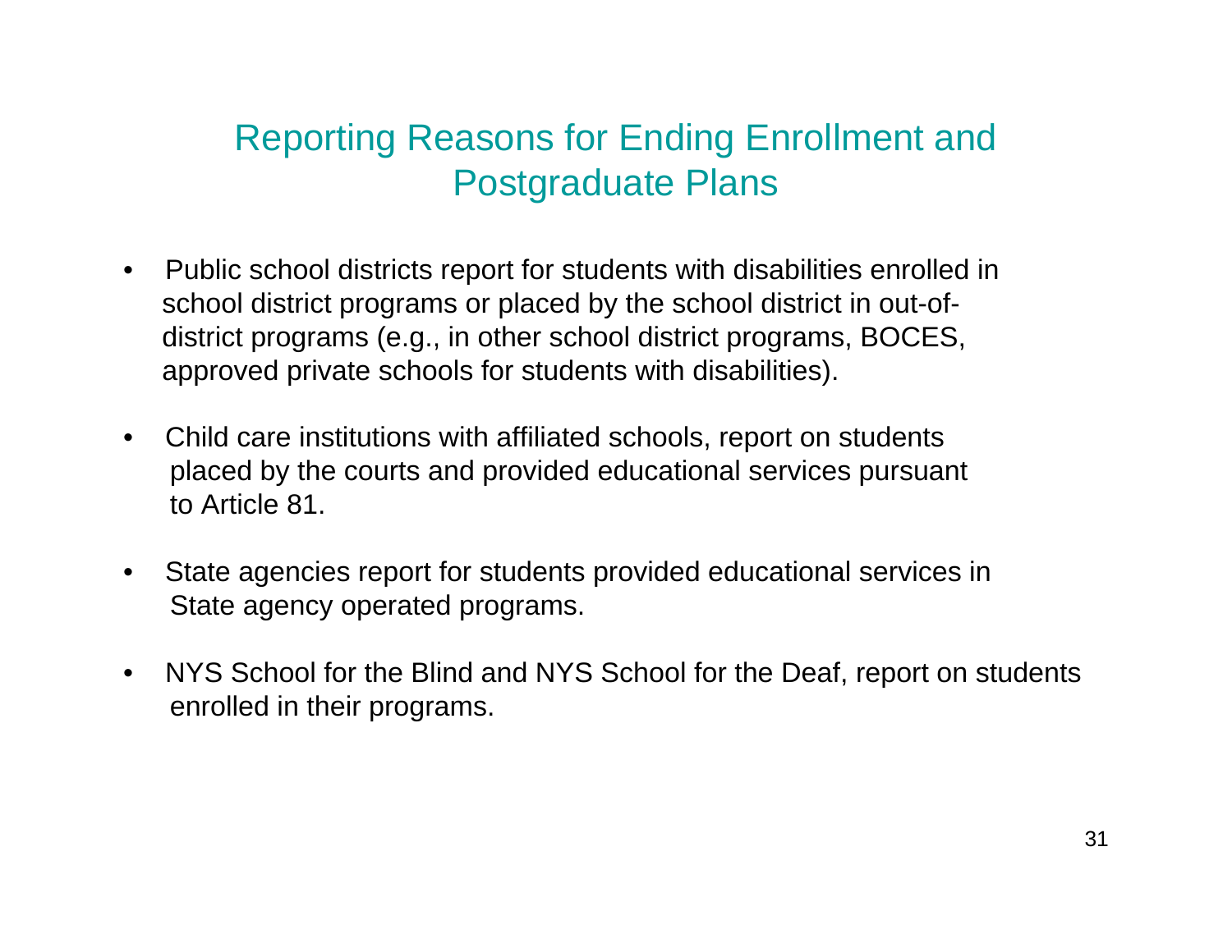# Reporting Reasons for Ending Enrollment and Postgraduate Plans

- Public school districts report for students with disabilities enrolled in school district programs or placed by the school district in out-of-district programs (e.g., in other school district programs, BOCES, approved private schools for students with disabilities).

- Child care institutions with affiliated schools, report on students placed by the courts and provided educational services pursuant to Article 81.

- State agencies report for students provided educational services in State agency operated programs.

- NYS School for the Blind and NYS School for the Deaf, report on students enrolled in their programs.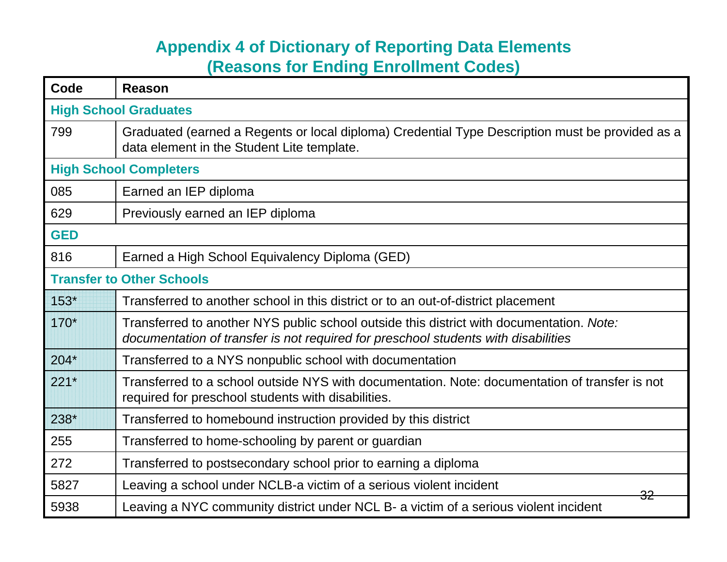## Appendix 4 of Dictionary of Reporting Data Elements (Reasons for Ending Enrollment Codes)

| Code | Reason |
|---|---|
| **High School Graduates** | |
| 799 | Graduated (earned a Regents or local diploma) Credential Type Description must be provided as a data element in the Student Lite template. |
| **High School Completers** | |
| 085 | Earned an IEP diploma |
| 629 | Previously earned an IEP diploma |
| **GED** | |
| 816 | Earned a High School Equivalency Diploma (GED) |
| **Transfer to Other Schools** | |
| 153* | Transferred to another school in this district or to an out-of-district placement |
| 170* | Transferred to another NYS public school outside this district with documentation. *Note: documentation of transfer is not required for preschool students with disabilities* |
| 204* | Transferred to a NYS nonpublic school with documentation |
| 221* | Transferred to a school outside NYS with documentation. Note: documentation of transfer is not required for preschool students with disabilities. |
| 238* | Transferred to homebound instruction provided by this district |
| 255 | Transferred to home-schooling by parent or guardian |
| 272 | Transferred to postsecondary school prior to earning a diploma |
| 5827 | Leaving a school under NCLB-a victim of a serious violent incident |
| 5938 | Leaving a NYC community district under NCL B- a victim of a serious violent incident |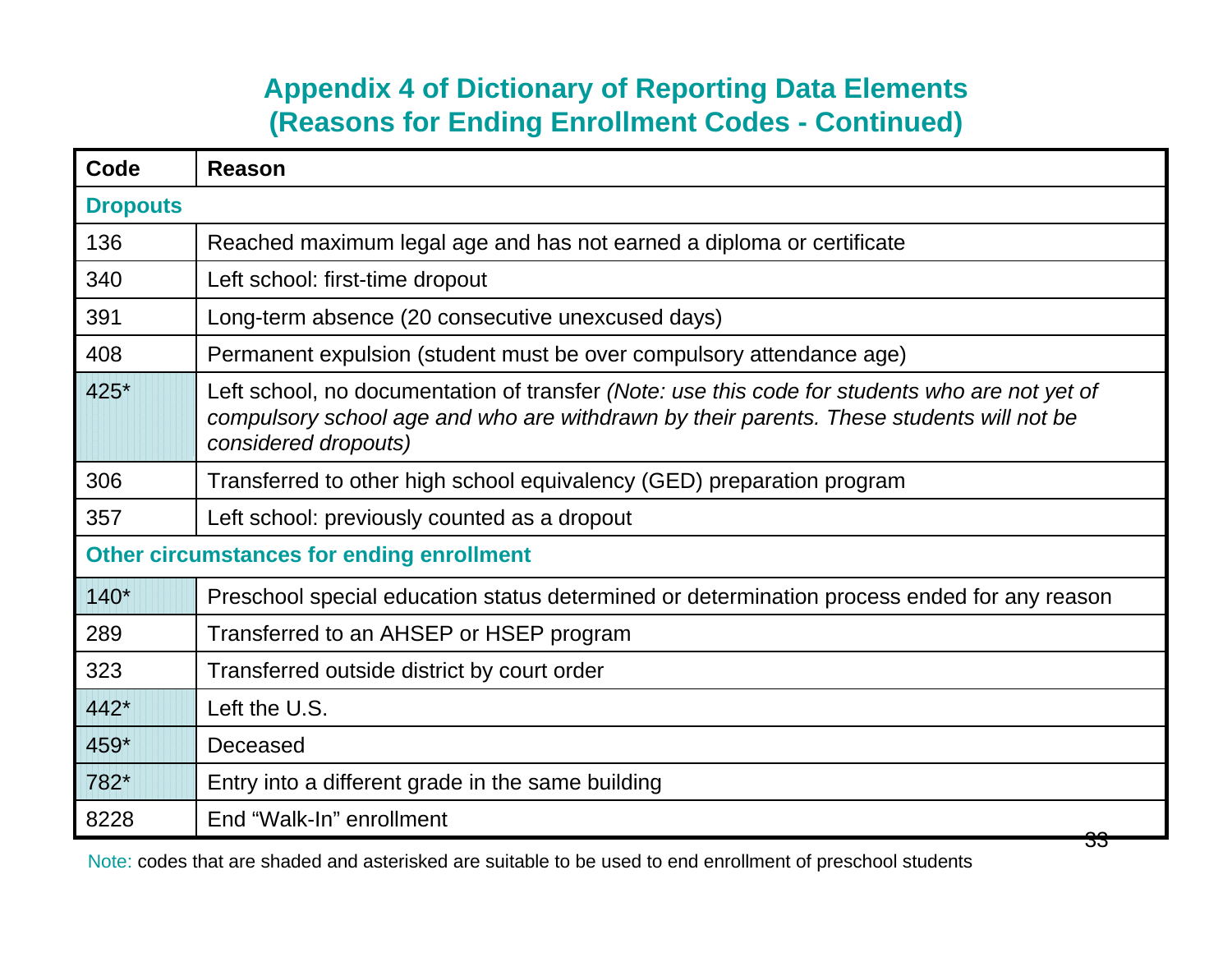# Appendix 4 of Dictionary of Reporting Data Elements (Reasons for Ending Enrollment Codes - Continued)

| Code | Reason |
|---|---|
| **Dropouts** | |
| 136 | Reached maximum legal age and has not earned a diploma or certificate |
| 340 | Left school: first-time dropout |
| 391 | Long-term absence (20 consecutive unexcused days) |
| 408 | Permanent expulsion (student must be over compulsory attendance age) |
| 425* | Left school, no documentation of transfer *(Note: use this code for students who are not yet of compulsory school age and who are withdrawn by their parents. These students will not be considered dropouts)* |
| 306 | Transferred to other high school equivalency (GED) preparation program |
| 357 | Left school: previously counted as a dropout |
| **Other circumstances for ending enrollment** | |
| 140* | Preschool special education status determined or determination process ended for any reason |
| 289 | Transferred to an AHSEP or HSEP program |
| 323 | Transferred outside district by court order |
| 442* | Left the U.S. |
| 459* | Deceased |
| 782* | Entry into a different grade in the same building |
| 8228 | End “Walk-In” enrollment |

Note: codes that are shaded and asterisked are suitable to be used to end enrollment of preschool students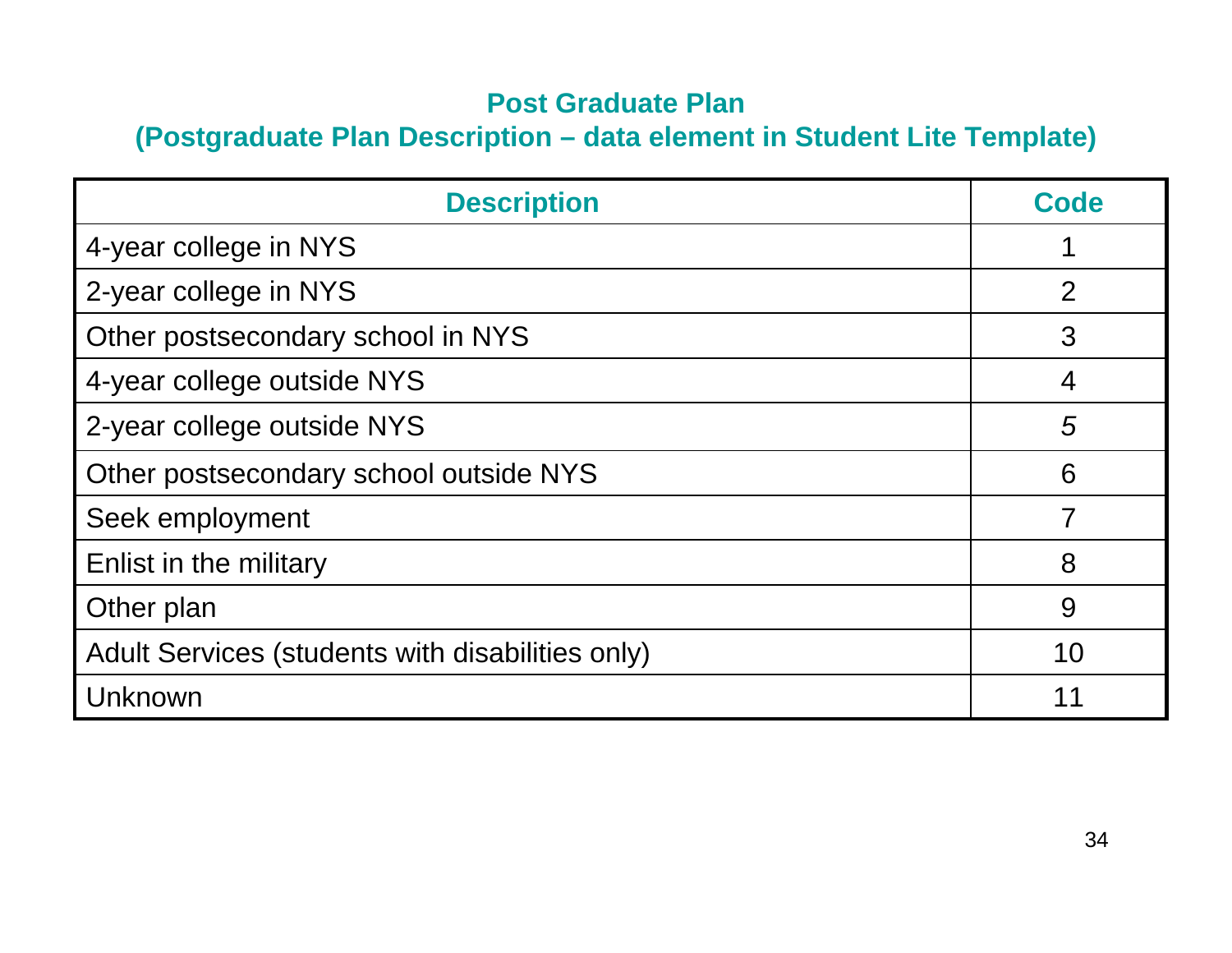## Post Graduate Plan
## (Postgraduate Plan Description – data element in Student Lite Template)

| Description | Code |
|---|---|
| 4-year college in NYS | 1 |
| 2-year college in NYS | 2 |
| Other postsecondary school in NYS | 3 |
| 4-year college outside NYS | 4 |
| 2-year college outside NYS | *5* |
| Other postsecondary school outside NYS | 6 |
| Seek employment | 7 |
| Enlist in the military | 8 |
| Other plan | 9 |
| Adult Services (students with disabilities only) | 10 |
| Unknown | 11 |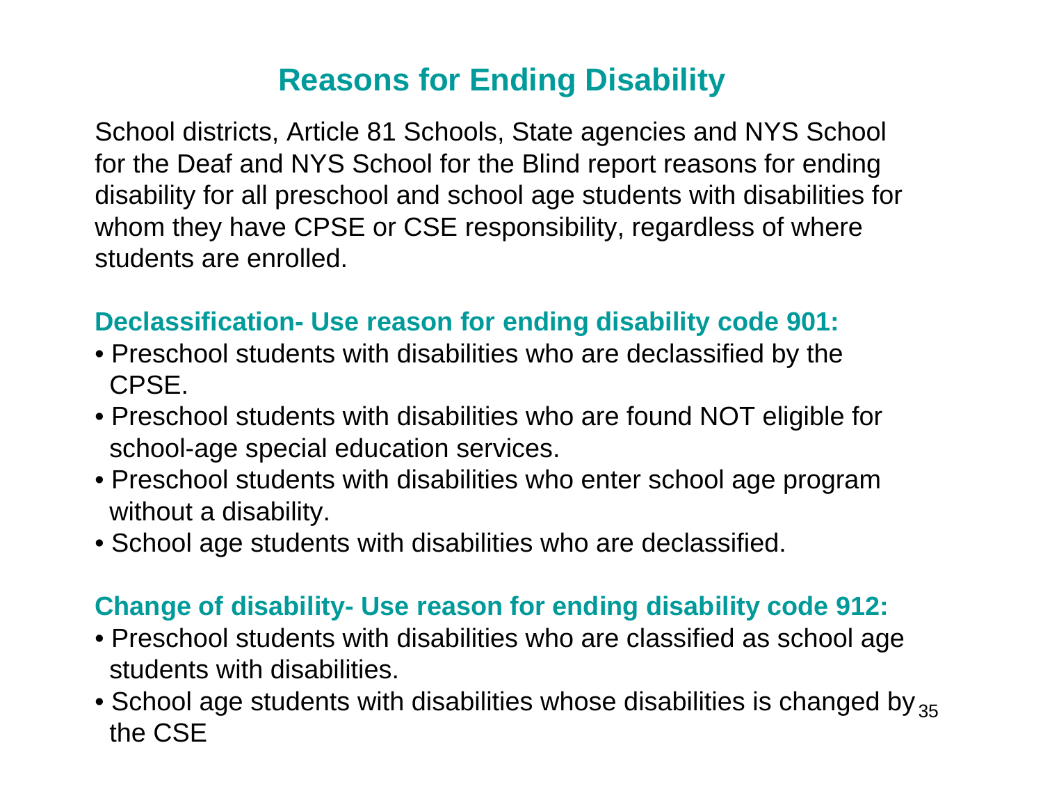# Reasons for Ending Disability

School districts, Article 81 Schools, State agencies and NYS School for the Deaf and NYS School for the Blind report reasons for ending disability for all preschool and school age students with disabilities for whom they have CPSE or CSE responsibility, regardless of where students are enrolled.

**Declassification- Use reason for ending disability code 901:**

- Preschool students with disabilities who are declassified by the CPSE.
- Preschool students with disabilities who are found NOT eligible for school-age special education services.
- Preschool students with disabilities who enter school age program without a disability.
- School age students with disabilities who are declassified.

**Change of disability- Use reason for ending disability code 912:**

- Preschool students with disabilities who are classified as school age students with disabilities.
- School age students with disabilities whose disabilities is changed by the CSE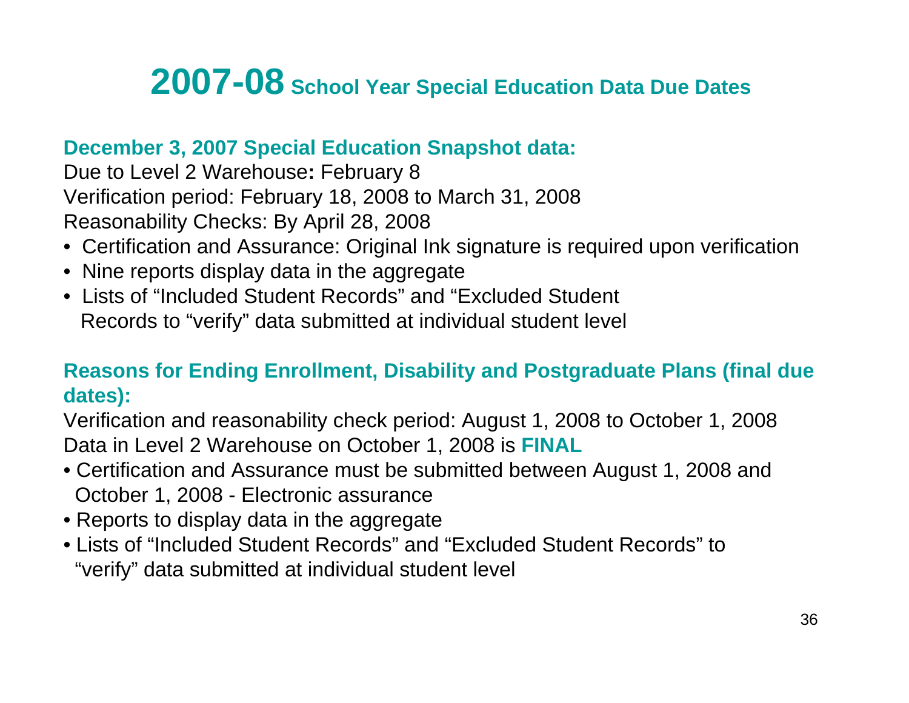# **2007-08** School Year Special Education Data Due Dates

**December 3, 2007 Special Education Snapshot data:**

Due to Level 2 Warehouse**:** February 8
Verification period: February 18, 2008 to March 31, 2008
Reasonability Checks: By April 28, 2008

- Certification and Assurance: Original Ink signature is required upon verification
- Nine reports display data in the aggregate
- Lists of "Included Student Records" and "Excluded Student Records to "verify" data submitted at individual student level

**Reasons for Ending Enrollment, Disability and Postgraduate Plans (final due dates):**

Verification and reasonability check period: August 1, 2008 to October 1, 2008
Data in Level 2 Warehouse on October 1, 2008 is **FINAL**

- Certification and Assurance must be submitted between August 1, 2008 and October 1, 2008 - Electronic assurance
- Reports to display data in the aggregate
- Lists of "Included Student Records" and "Excluded Student Records" to "verify" data submitted at individual student level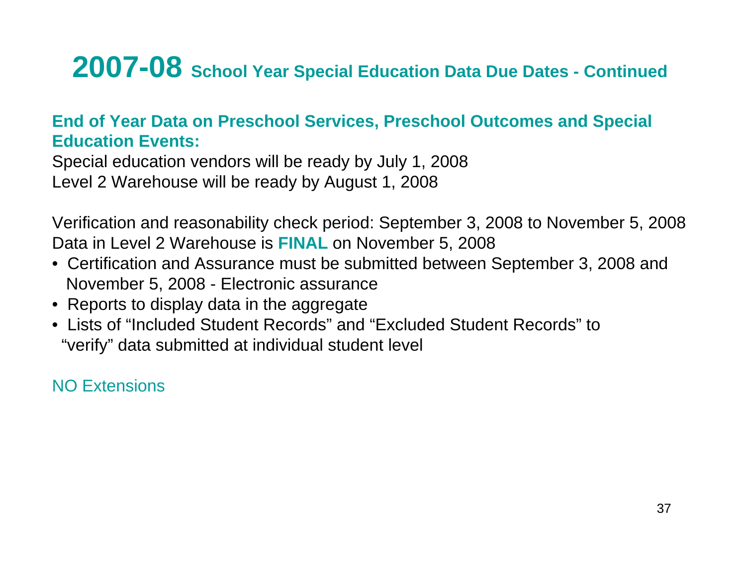# 2007-08 School Year Special Education Data Due Dates - Continued

**End of Year Data on Preschool Services, Preschool Outcomes and Special Education Events:**

Special education vendors will be ready by July 1, 2008
Level 2 Warehouse will be ready by August 1, 2008

Verification and reasonability check period: September 3, 2008 to November 5, 2008
Data in Level 2 Warehouse is **FINAL** on November 5, 2008

- Certification and Assurance must be submitted between September 3, 2008 and November 5, 2008 - Electronic assurance
- Reports to display data in the aggregate
- Lists of "Included Student Records" and "Excluded Student Records" to "verify" data submitted at individual student level

NO Extensions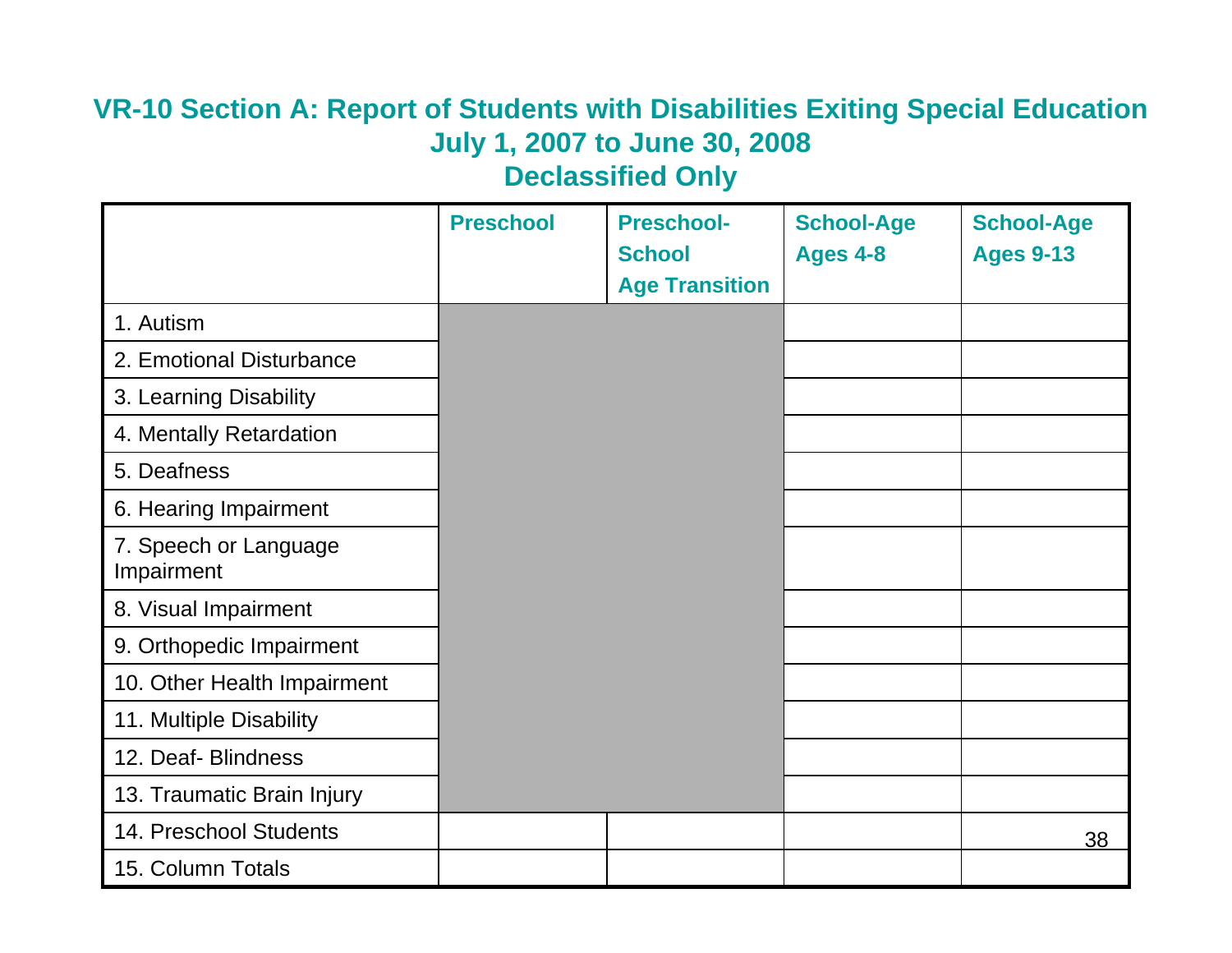# VR-10 Section A: Report of Students with Disabilities Exiting Special Education July 1, 2007 to June 30, 2008 Declassified Only

| | Preschool | Preschool-School Age Transition | School-Age Ages 4-8 | School-Age Ages 9-13 |
|---|---|---|---|---|
| 1. Autism | | | | |
| 2. Emotional Disturbance | | | | |
| 3. Learning Disability | | | | |
| 4. Mentally Retardation | | | | |
| 5. Deafness | | | | |
| 6. Hearing Impairment | | | | |
| 7. Speech or Language Impairment | | | | |
| 8. Visual Impairment | | | | |
| 9. Orthopedic Impairment | | | | |
| 10. Other Health Impairment | | | | |
| 11. Multiple Disability | | | | |
| 12. Deaf- Blindness | | | | |
| 13. Traumatic Brain Injury | | | | |
| 14. Preschool Students | | | | |
| 15. Column Totals | | | | |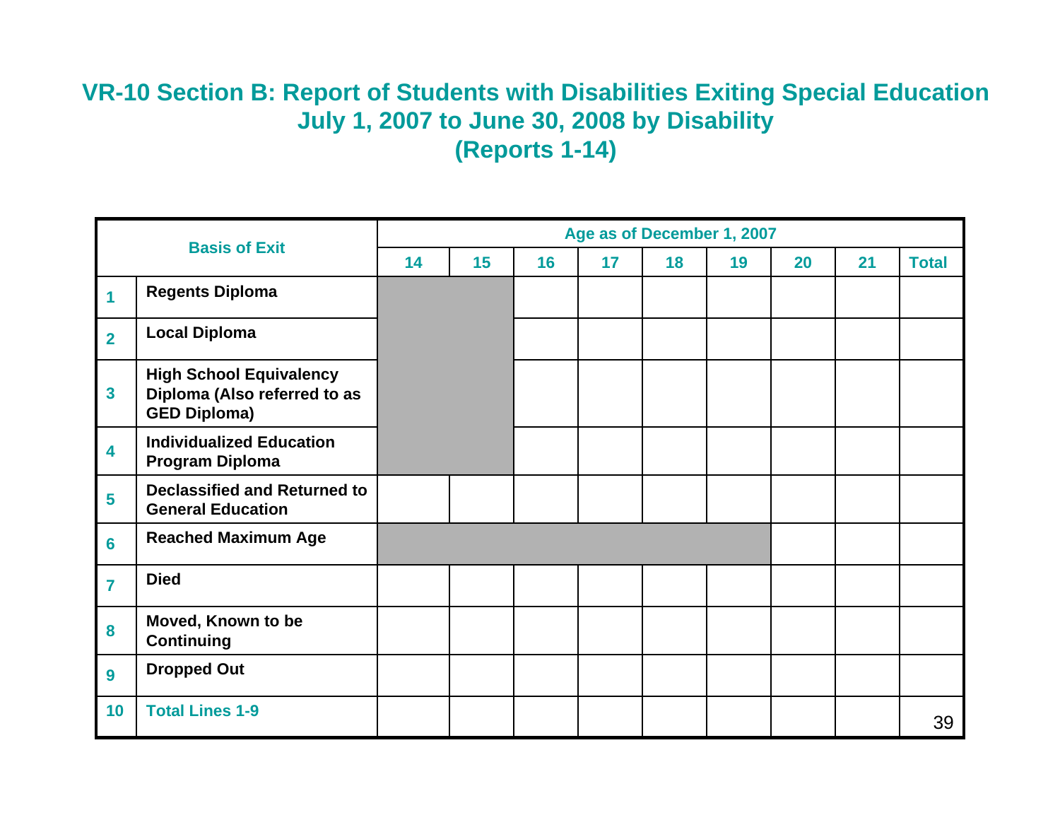# VR-10 Section B: Report of Students with Disabilities Exiting Special Education July 1, 2007 to June 30, 2008 by Disability (Reports 1-14)

| | Basis of Exit | Age as of December 1, 2007 | | | | | | | | |
|---|---|---|---|---|---|---|---|---|---|---|
| | | 14 | 15 | 16 | 17 | 18 | 19 | 20 | 21 | Total |
| 1 | Regents Diploma | | | | | | | | | |
| 2 | Local Diploma | | | | | | | | | |
| 3 | High School Equivalency Diploma (Also referred to as GED Diploma) | | | | | | | | | |
| 4 | Individualized Education Program Diploma | | | | | | | | | |
| 5 | Declassified and Returned to General Education | | | | | | | | | |
| 6 | Reached Maximum Age | | | | | | | | | |
| 7 | Died | | | | | | | | | |
| 8 | Moved, Known to be Continuing | | | | | | | | | |
| 9 | Dropped Out | | | | | | | | | |
| 10 | Total Lines 1-9 | | | | | | | | | |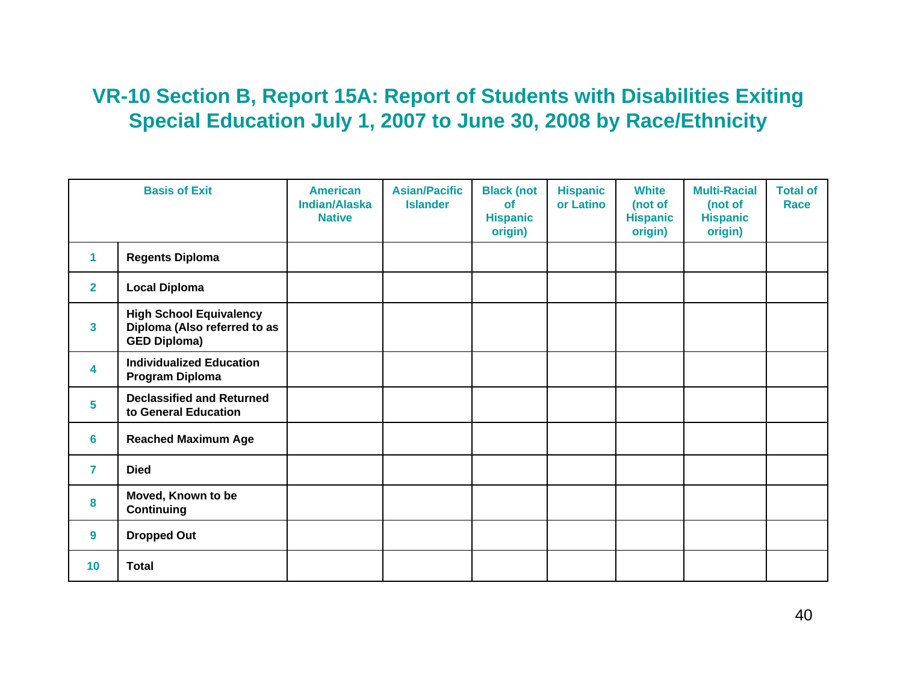# VR-10 Section B, Report 15A: Report of Students with Disabilities Exiting Special Education July 1, 2007 to June 30, 2008 by Race/Ethnicity

| Basis of Exit | | American Indian/Alaska Native | Asian/Pacific Islander | Black (not of Hispanic origin) | Hispanic or Latino | White (not of Hispanic origin) | Multi-Racial (not of Hispanic origin) | Total of Race |
|---|---|---|---|---|---|---|---|---|
| 1 | **Regents Diploma** | | | | | | | |
| 2 | **Local Diploma** | | | | | | | |
| 3 | **High School Equivalency Diploma (Also referred to as GED Diploma)** | | | | | | | |
| 4 | **Individualized Education Program Diploma** | | | | | | | |
| 5 | **Declassified and Returned to General Education** | | | | | | | |
| 6 | **Reached Maximum Age** | | | | | | | |
| 7 | **Died** | | | | | | | |
| 8 | **Moved, Known to be Continuing** | | | | | | | |
| 9 | **Dropped Out** | | | | | | | |
| 10 | **Total** | | | | | | | |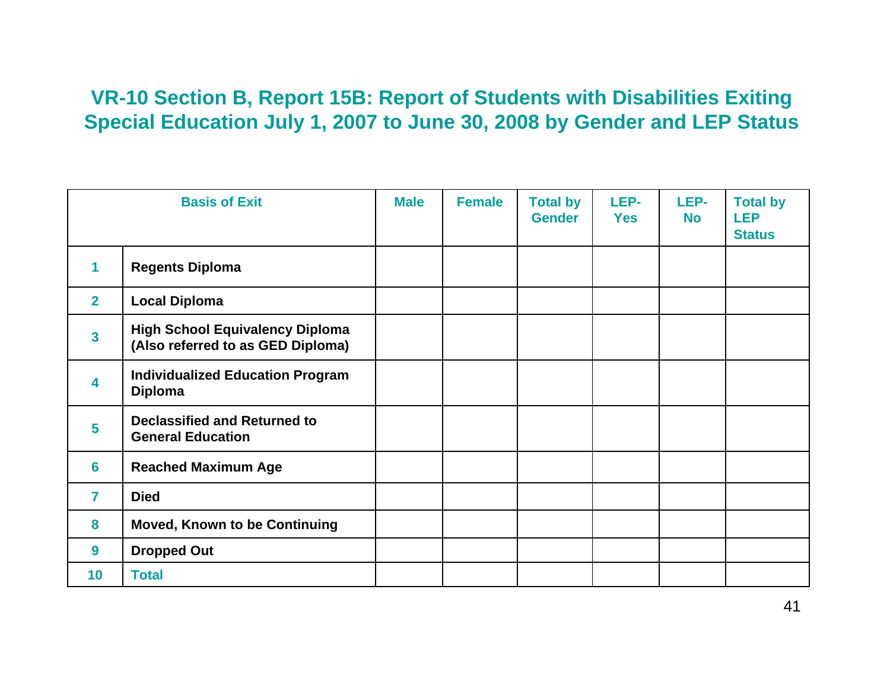# VR-10 Section B, Report 15B: Report of Students with Disabilities Exiting Special Education July 1, 2007 to June 30, 2008 by Gender and LEP Status

| Basis of Exit | | Male | Female | Total by Gender | LEP-Yes | LEP-No | Total by LEP Status |
|---|---|---|---|---|---|---|---|
| 1 | Regents Diploma | | | | | | |
| 2 | Local Diploma | | | | | | |
| 3 | High School Equivalency Diploma (Also referred to as GED Diploma) | | | | | | |
| 4 | Individualized Education Program Diploma | | | | | | |
| 5 | Declassified and Returned to General Education | | | | | | |
| 6 | Reached Maximum Age | | | | | | |
| 7 | Died | | | | | | |
| 8 | Moved, Known to be Continuing | | | | | | |
| 9 | Dropped Out | | | | | | |
| 10 | Total | | | | | | |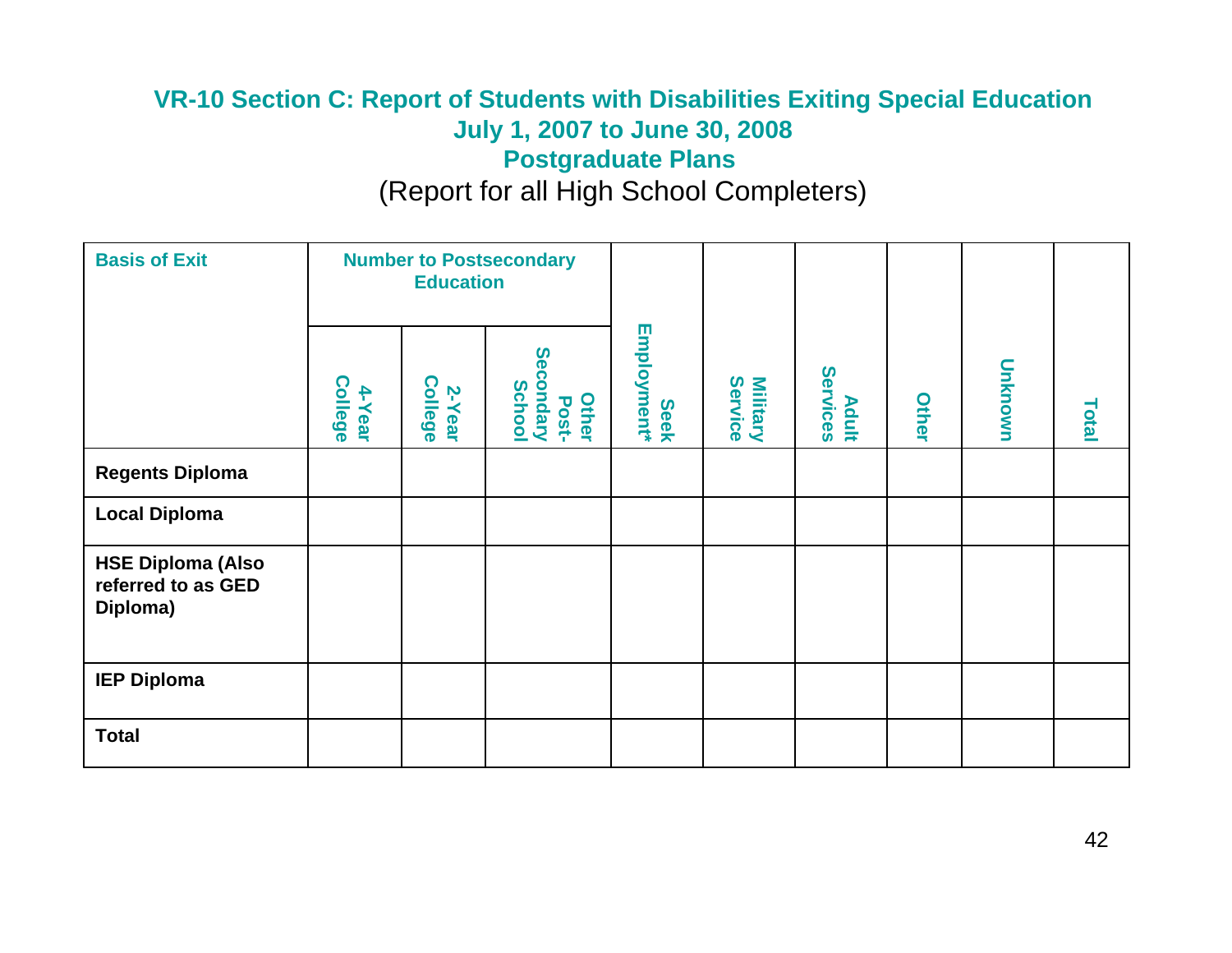## VR-10 Section C: Report of Students with Disabilities Exiting Special Education
## July 1, 2007 to June 30, 2008
## Postgraduate Plans

(Report for all High School Completers)

| Basis of Exit | Number to Postsecondary Education | | | Seek Employment* | Military Service | Adult Services | Other | Unknown | Total |
|---|---|---|---|---|---|---|---|---|---|
| | 4-Year College | 2-Year College | Other Post-Secondary School | | | | | | |
| **Regents Diploma** | | | | | | | | | |
| **Local Diploma** | | | | | | | | | |
| **HSE Diploma (Also referred to as GED Diploma)** | | | | | | | | | |
| **IEP Diploma** | | | | | | | | | |
| **Total** | | | | | | | | | |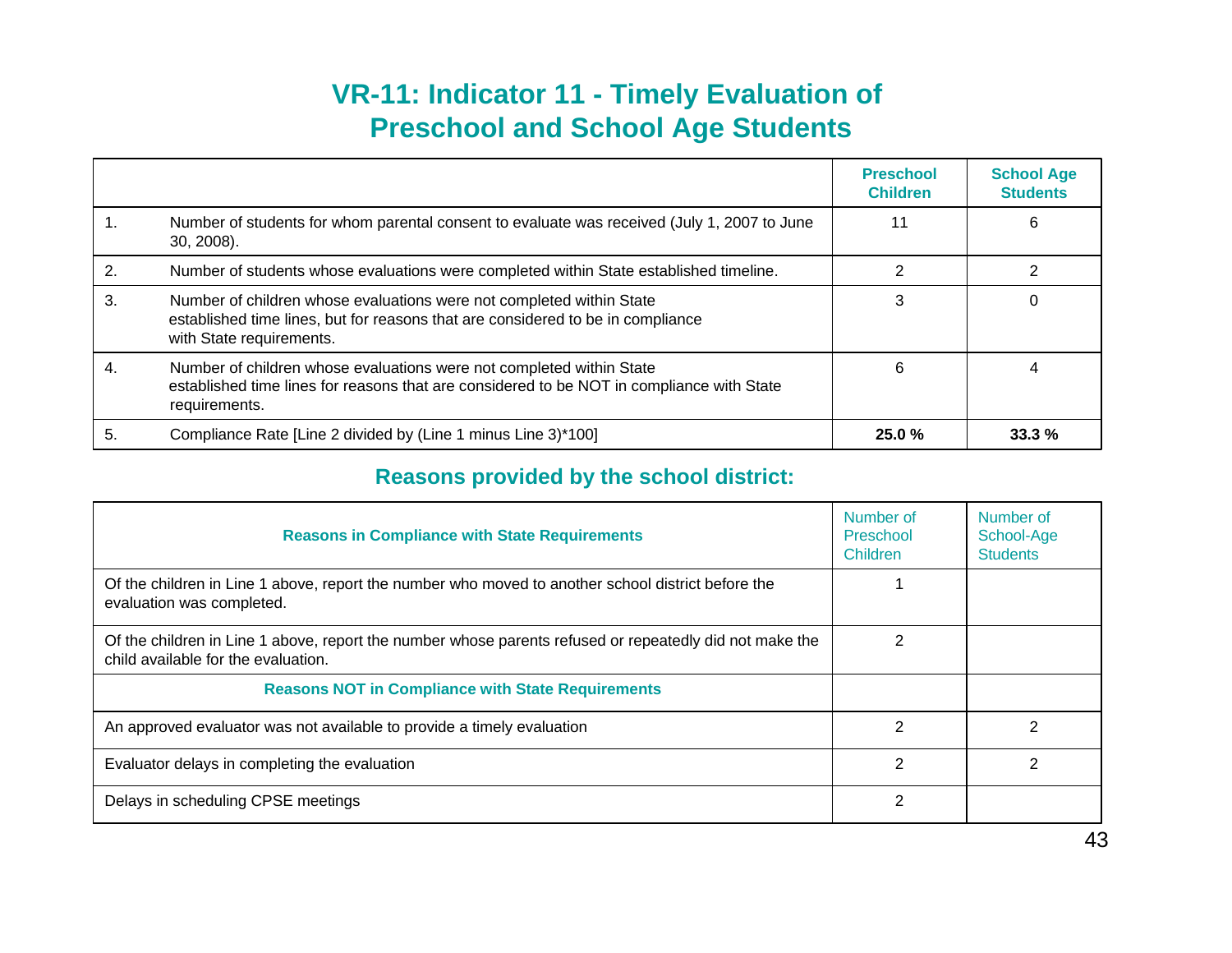# VR-11: Indicator 11 - Timely Evaluation of Preschool and School Age Students

| | | Preschool Children | School Age Students |
|---|---|---|---|
| 1. | Number of students for whom parental consent to evaluate was received (July 1, 2007 to June 30, 2008). | 11 | 6 |
| 2. | Number of students whose evaluations were completed within State established timeline. | 2 | 2 |
| 3. | Number of children whose evaluations were not completed within State established time lines, but for reasons that are considered to be in compliance with State requirements. | 3 | 0 |
| 4. | Number of children whose evaluations were not completed within State established time lines for reasons that are considered to be NOT in compliance with State requirements. | 6 | 4 |
| 5. | Compliance Rate [Line 2 divided by (Line 1 minus Line 3)*100] | **25.0 %** | **33.3 %** |

## Reasons provided by the school district:

| **Reasons in Compliance with State Requirements** | Number of Preschool Children | Number of School-Age Students |
|---|---|---|
| Of the children in Line 1 above, report the number who moved to another school district before the evaluation was completed. | 1 | |
| Of the children in Line 1 above, report the number whose parents refused or repeatedly did not make the child available for the evaluation. | 2 | |
| **Reasons NOT in Compliance with State Requirements** | | |
| An approved evaluator was not available to provide a timely evaluation | 2 | 2 |
| Evaluator delays in completing the evaluation | 2 | 2 |
| Delays in scheduling CPSE meetings | 2 | |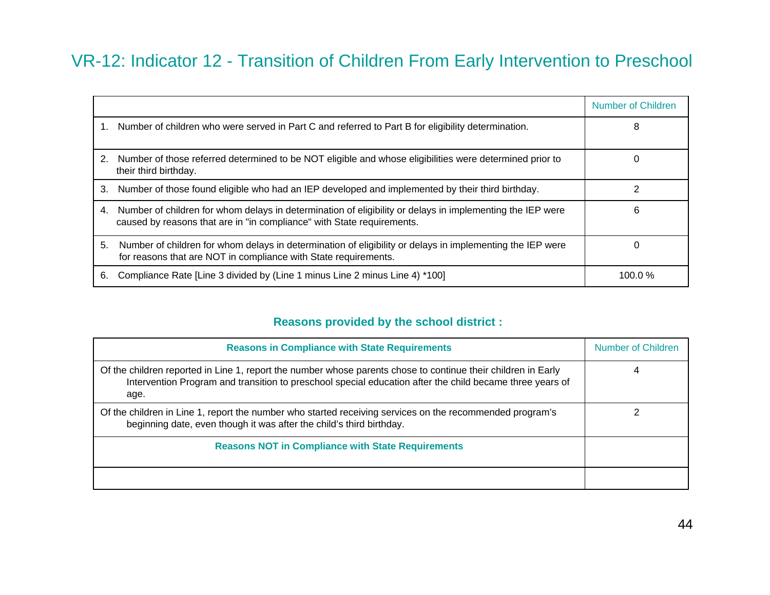# VR-12: Indicator 12 - Transition of Children From Early Intervention to Preschool

| | Number of Children |
|---|---|
| 1. Number of children who were served in Part C and referred to Part B for eligibility determination. | 8 |
| 2. Number of those referred determined to be NOT eligible and whose eligibilities were determined prior to their third birthday. | 0 |
| 3. Number of those found eligible who had an IEP developed and implemented by their third birthday. | 2 |
| 4. Number of children for whom delays in determination of eligibility or delays in implementing the IEP were caused by reasons that are in "in compliance" with State requirements. | 6 |
| 5. Number of children for whom delays in determination of eligibility or delays in implementing the IEP were for reasons that are NOT in compliance with State requirements. | 0 |
| 6. Compliance Rate [Line 3 divided by (Line 1 minus Line 2 minus Line 4) *100] | 100.0 % |

### Reasons provided by the school district :

| **Reasons in Compliance with State Requirements** | Number of Children |
|---|---|
| Of the children reported in Line 1, report the number whose parents chose to continue their children in Early Intervention Program and transition to preschool special education after the child became three years of age. | 4 |
| Of the children in Line 1, report the number who started receiving services on the recommended program's beginning date, even though it was after the child's third birthday. | 2 |
| **Reasons NOT in Compliance with State Requirements** | |
| | |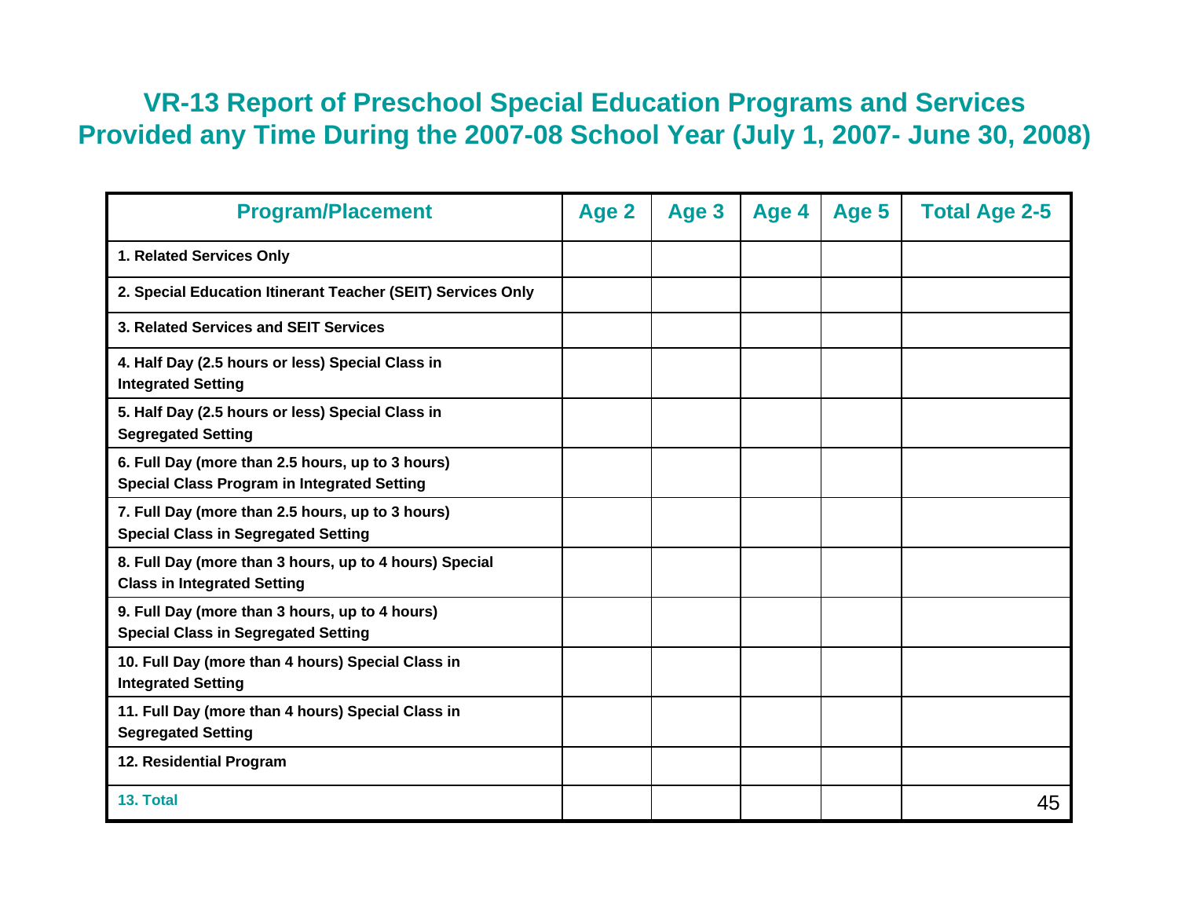# VR-13 Report of Preschool Special Education Programs and Services Provided any Time During the 2007-08 School Year (July 1, 2007- June 30, 2008)

| Program/Placement | Age 2 | Age 3 | Age 4 | Age 5 | Total Age 2-5 |
|---|---|---|---|---|---|
| 1. Related Services Only | | | | | |
| 2. Special Education Itinerant Teacher (SEIT) Services Only | | | | | |
| 3. Related Services and SEIT Services | | | | | |
| 4. Half Day (2.5 hours or less) Special Class in Integrated Setting | | | | | |
| 5. Half Day (2.5 hours or less) Special Class in Segregated Setting | | | | | |
| 6. Full Day (more than 2.5 hours, up to 3 hours) Special Class Program in Integrated Setting | | | | | |
| 7. Full Day (more than 2.5 hours, up to 3 hours) Special Class in Segregated Setting | | | | | |
| 8. Full Day (more than 3 hours, up to 4 hours) Special Class in Integrated Setting | | | | | |
| 9. Full Day (more than 3 hours, up to 4 hours) Special Class in Segregated Setting | | | | | |
| 10. Full Day (more than 4 hours) Special Class in Integrated Setting | | | | | |
| 11. Full Day (more than 4 hours) Special Class in Segregated Setting | | | | | |
| 12. Residential Program | | | | | |
| 13. Total | | | | | |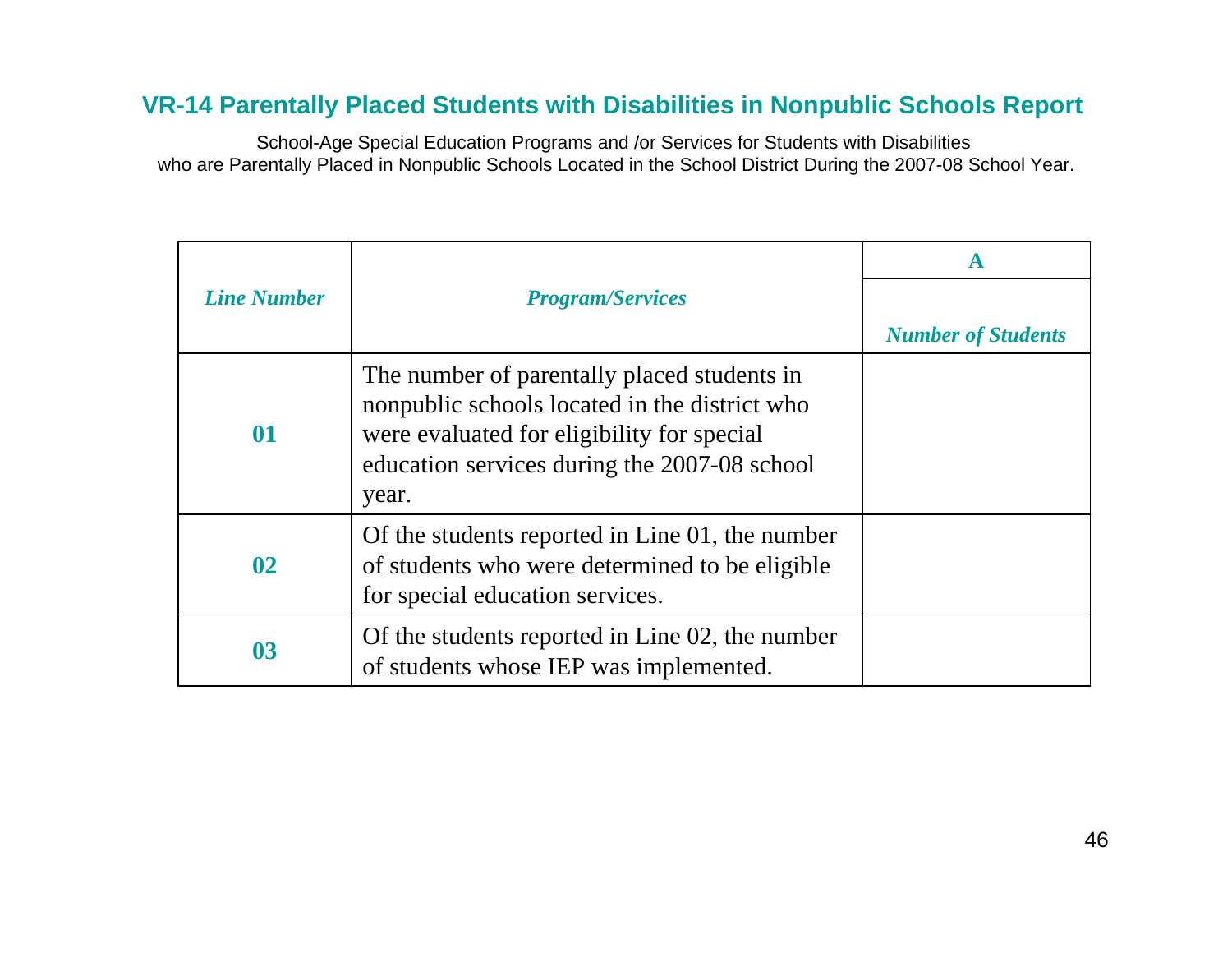## VR-14 Parentally Placed Students with Disabilities in Nonpublic Schools Report

School-Age Special Education Programs and /or Services for Students with Disabilities
who are Parentally Placed in Nonpublic Schools Located in the School District During the 2007-08 School Year.

| *Line Number* | *Program/Services* | **A** |
|---|---|---|
| | | *Number of Students* |
| **01** | The number of parentally placed students in nonpublic schools located in the district who were evaluated for eligibility for special education services during the 2007-08 school year. | |
| **02** | Of the students reported in Line 01, the number of students who were determined to be eligible for special education services. | |
| **03** | Of the students reported in Line 02, the number of students whose IEP was implemented. | |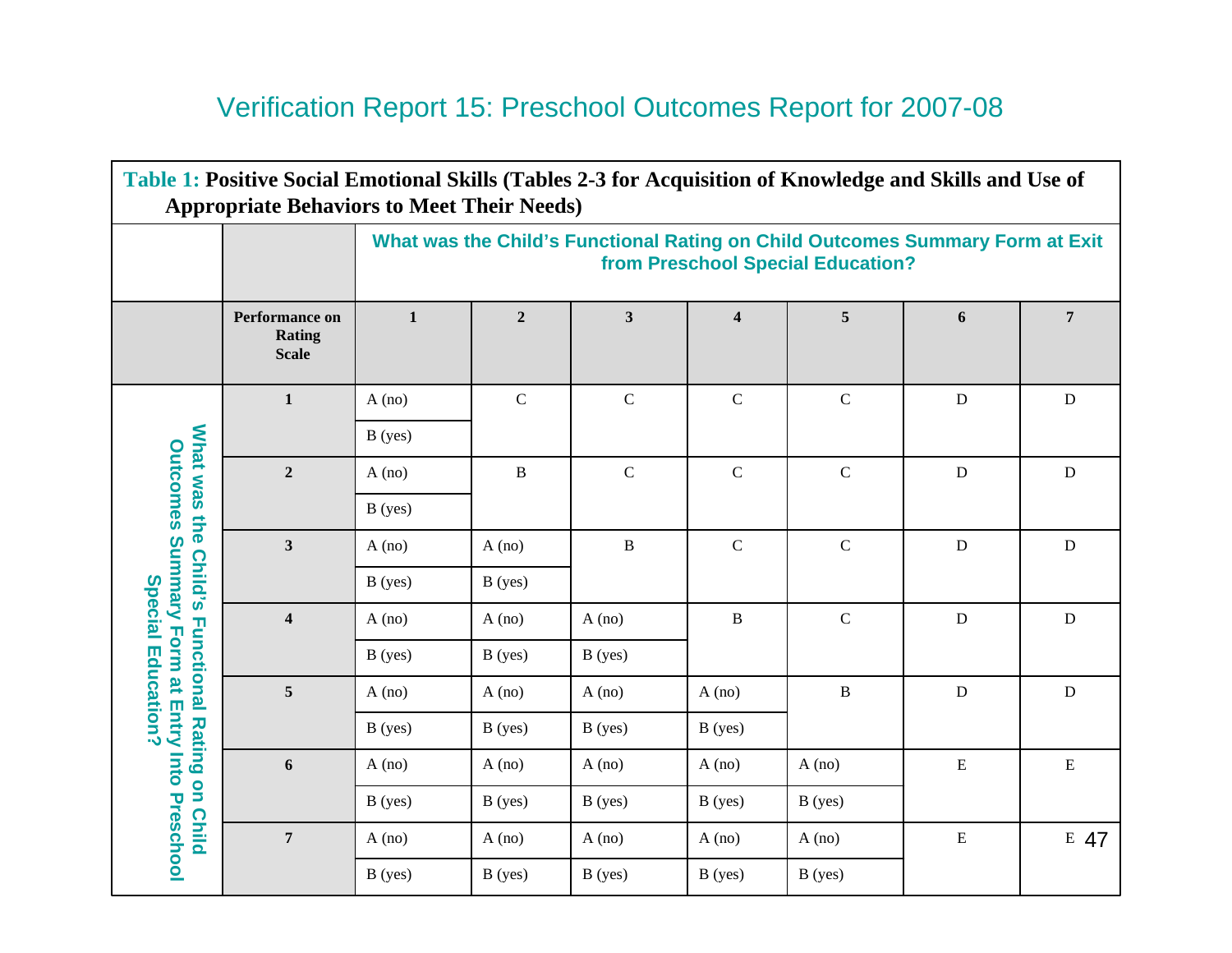# Verification Report 15: Preschool Outcomes Report for 2007-08

**Table 1:** **Positive Social Emotional Skills (Tables 2-3 for Acquisition of Knowledge and Skills and Use of Appropriate Behaviors to Meet Their Needs)**

| What was the Child's Functional Rating on Child Outcomes Summary Form at Entry Into Preschool Special Education? | What was the Child's Functional Rating on Child Outcomes Summary Form at Exit from Preschool Special Education? | | | | | | | |
|---|---|---|---|---|---|---|---|---|
| | **Performance on Rating Scale** | **1** | **2** | **3** | **4** | **5** | **6** | **7** |
| | **1** | A (no) | C | C | C | C | D | D |
| | | B (yes) | | | | | | |
| | **2** | A (no) | B | C | C | C | D | D |
| | | B (yes) | | | | | | |
| | **3** | A (no) | A (no) | B | C | C | D | D |
| | | B (yes) | B (yes) | | | | | |
| | **4** | A (no) | A (no) | A (no) | B | C | D | D |
| | | B (yes) | B (yes) | B (yes) | | | | |
| | **5** | A (no) | A (no) | A (no) | A (no) | B | D | D |
| | | B (yes) | B (yes) | B (yes) | B (yes) | | | |
| | **6** | A (no) | A (no) | A (no) | A (no) | A (no) | E | E |
| | | B (yes) | B (yes) | B (yes) | B (yes) | B (yes) | | |
| | **7** | A (no) | A (no) | A (no) | A (no) | A (no) | E | E |
| | | B (yes) | B (yes) | B (yes) | B (yes) | B (yes) | | |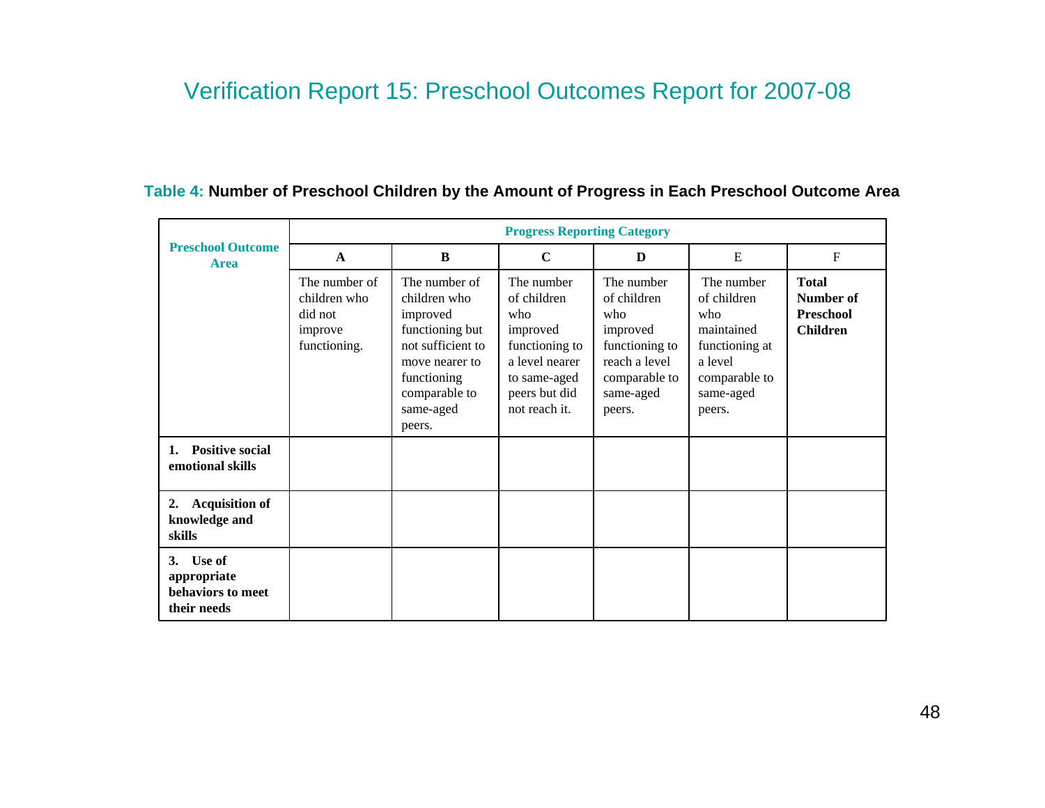# Verification Report 15: Preschool Outcomes Report for 2007-08

**Table 4: Number of Preschool Children by the Amount of Progress in Each Preschool Outcome Area**

| Preschool Outcome Area | Progress Reporting Category | | | | | |
|---|---|---|---|---|---|---|
| | **A** | **B** | **C** | **D** | E | F |
| | The number of children who did not improve functioning. | The number of children who improved functioning but not sufficient to move nearer to functioning comparable to same-aged peers. | The number of children who improved functioning to a level nearer to same-aged peers but did not reach it. | The number of children who improved functioning to reach a level comparable to same-aged peers. | The number of children who maintained functioning at a level comparable to same-aged peers. | **Total Number of Preschool Children** |
| **1. Positive social emotional skills** | | | | | | |
| **2. Acquisition of knowledge and skills** | | | | | | |
| **3. Use of appropriate behaviors to meet their needs** | | | | | | |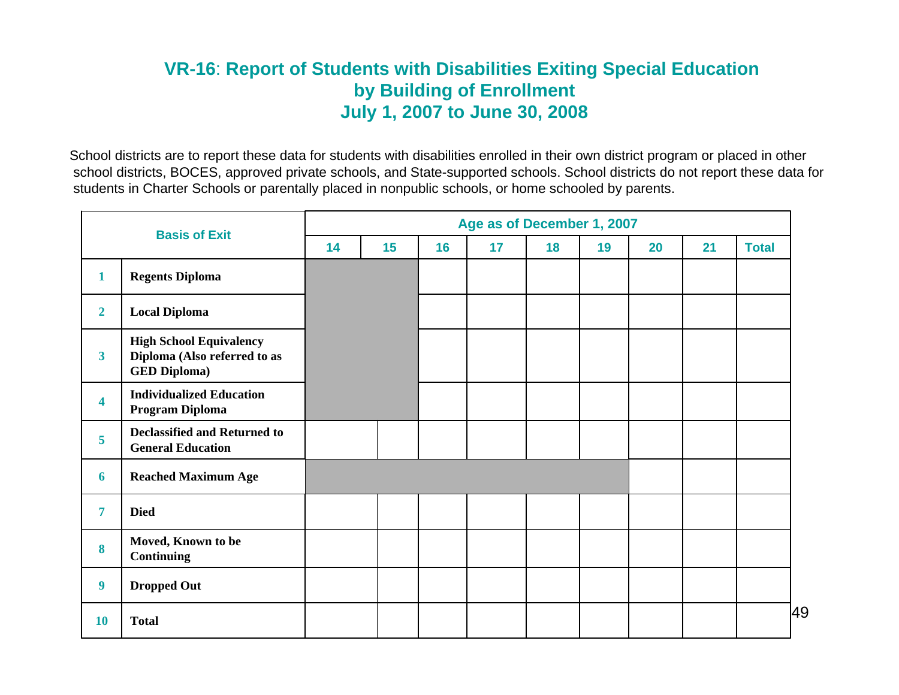## VR-16: Report of Students with Disabilities Exiting Special Education by Building of Enrollment July 1, 2007 to June 30, 2008

School districts are to report these data for students with disabilities enrolled in their own district program or placed in other school districts, BOCES, approved private schools, and State-supported schools. School districts do not report these data for students in Charter Schools or parentally placed in nonpublic schools, or home schooled by parents.

| Basis of Exit | | Age as of December 1, 2007 | | | | | | | | |
|---|---|---|---|---|---|---|---|---|---|---|
| | | 14 | 15 | 16 | 17 | 18 | 19 | 20 | 21 | Total |
| 1 | Regents Diploma | | | | | | | | | |
| 2 | Local Diploma | | | | | | | | | |
| 3 | High School Equivalency Diploma (Also referred to as GED Diploma) | | | | | | | | | |
| 4 | Individualized Education Program Diploma | | | | | | | | | |
| 5 | Declassified and Returned to General Education | | | | | | | | | |
| 6 | Reached Maximum Age | | | | | | | | | |
| 7 | Died | | | | | | | | | |
| 8 | Moved, Known to be Continuing | | | | | | | | | |
| 9 | Dropped Out | | | | | | | | | |
| 10 | Total | | | | | | | | | |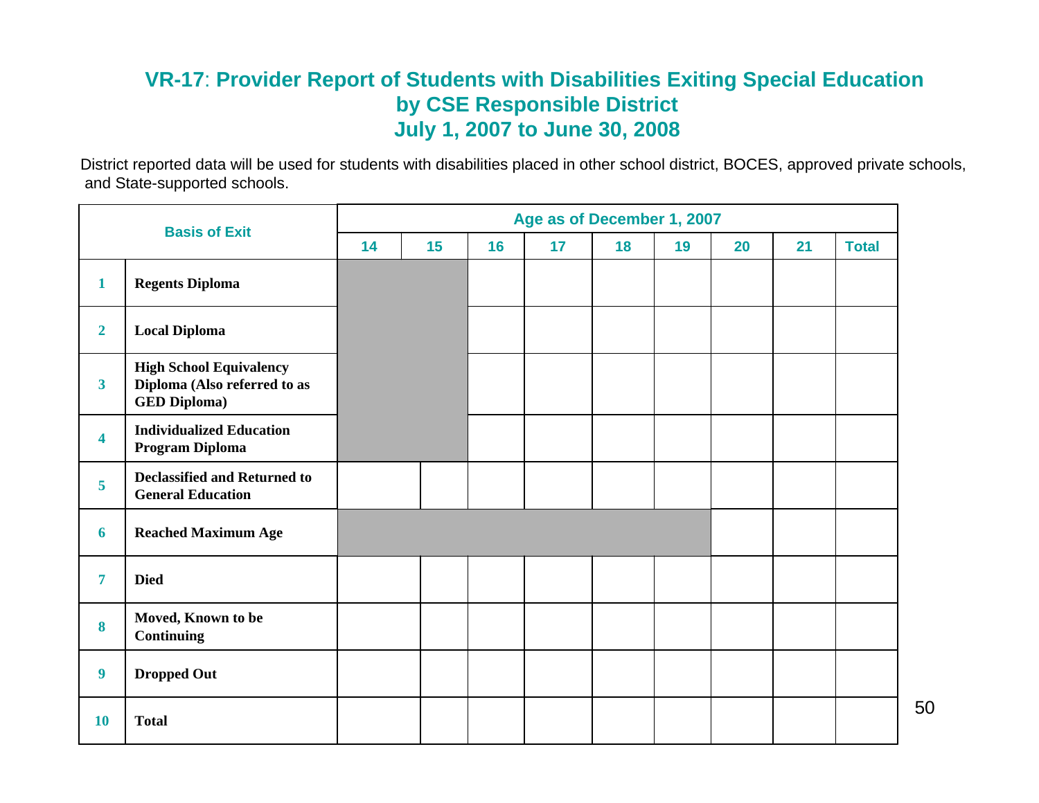## VR-17: Provider Report of Students with Disabilities Exiting Special Education by CSE Responsible District July 1, 2007 to June 30, 2008

District reported data will be used for students with disabilities placed in other school district, BOCES, approved private schools, and State-supported schools.

| Basis of Exit | | Age as of December 1, 2007 | | | | | | | | |
|---|---|---|---|---|---|---|---|---|---|---|
| | | 14 | 15 | 16 | 17 | 18 | 19 | 20 | 21 | Total |
| 1 | Regents Diploma | | | | | | | | | |
| 2 | Local Diploma | | | | | | | | | |
| 3 | High School Equivalency Diploma (Also referred to as GED Diploma) | | | | | | | | | |
| 4 | Individualized Education Program Diploma | | | | | | | | | |
| 5 | Declassified and Returned to General Education | | | | | | | | | |
| 6 | Reached Maximum Age | | | | | | | | | |
| 7 | Died | | | | | | | | | |
| 8 | Moved, Known to be Continuing | | | | | | | | | |
| 9 | Dropped Out | | | | | | | | | |
| 10 | Total | | | | | | | | | |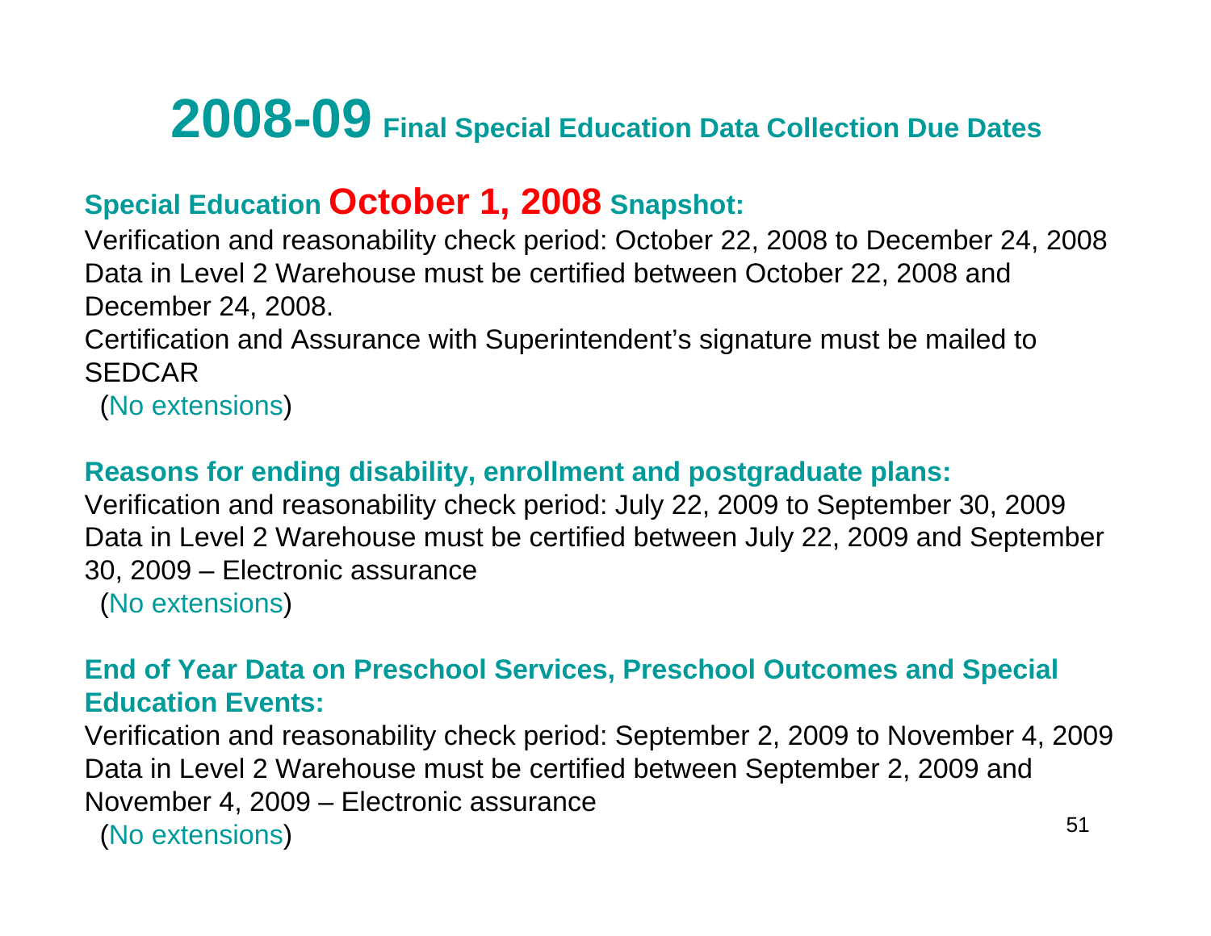# 2008-09 Final Special Education Data Collection Due Dates

## Special Education October 1, 2008 Snapshot:

Verification and reasonability check period: October 22, 2008 to December 24, 2008
Data in Level 2 Warehouse must be certified between October 22, 2008 and December 24, 2008.
Certification and Assurance with Superintendent's signature must be mailed to SEDCAR
(No extensions)

## Reasons for ending disability, enrollment and postgraduate plans:

Verification and reasonability check period: July 22, 2009 to September 30, 2009
Data in Level 2 Warehouse must be certified between July 22, 2009 and September 30, 2009 – Electronic assurance
(No extensions)

## End of Year Data on Preschool Services, Preschool Outcomes and Special Education Events:

Verification and reasonability check period: September 2, 2009 to November 4, 2009
Data in Level 2 Warehouse must be certified between September 2, 2009 and November 4, 2009 – Electronic assurance
(No extensions)